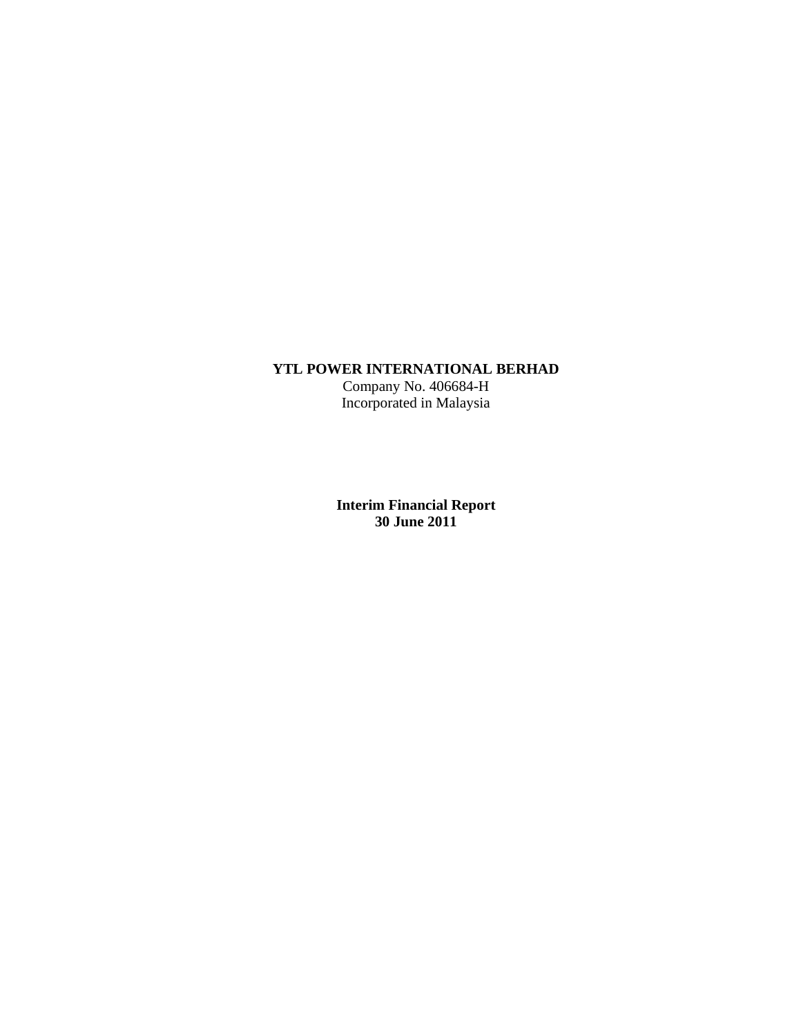**YTL POWER INTERNATIONAL BERHAD**
Company No. 406684-H
Incorporated in Malaysia

**Interim Financial Report**
**30 June 2011**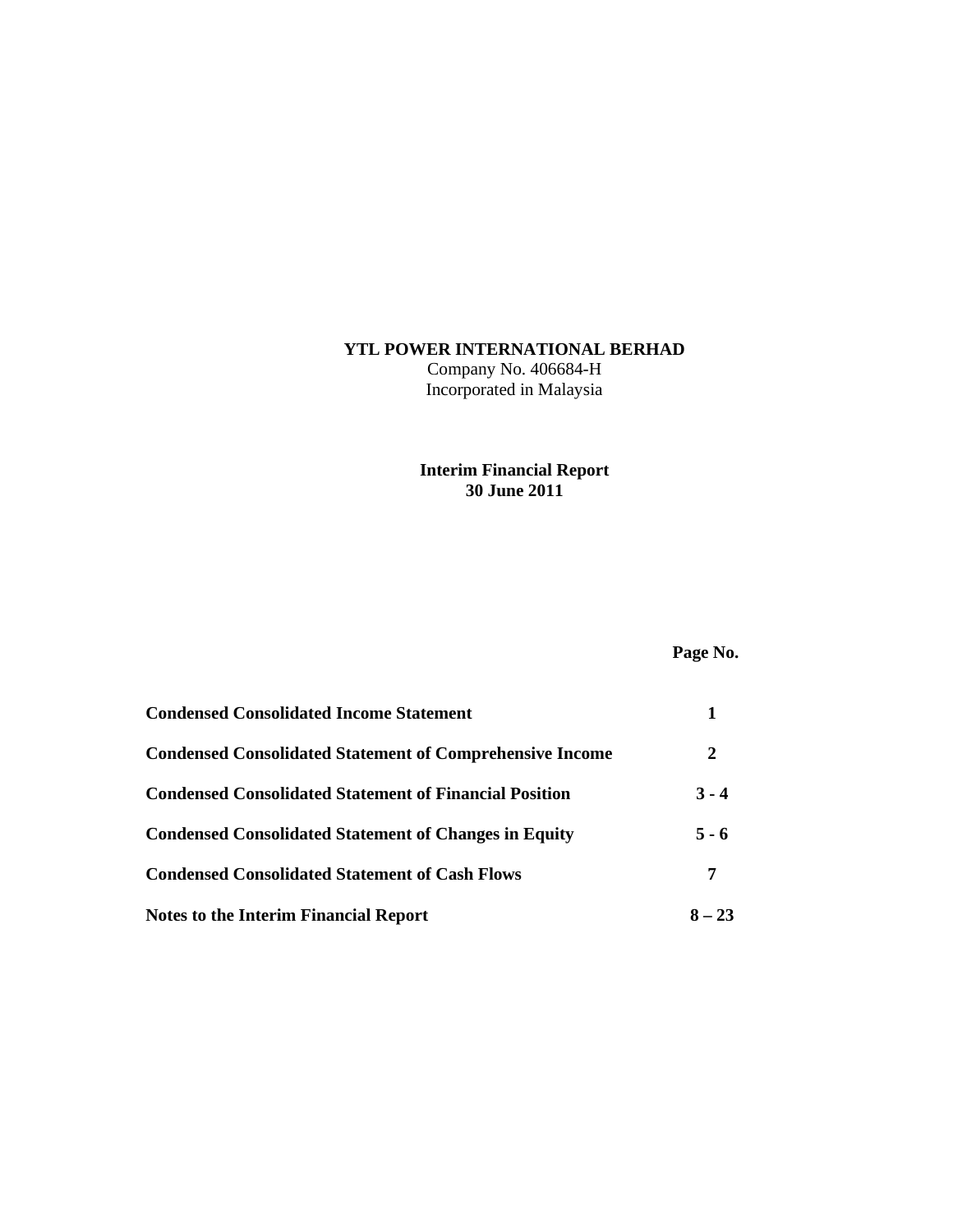**YTL POWER INTERNATIONAL BERHAD**

Company No. 406684-H

Incorporated in Malaysia

**Interim Financial Report**

**30 June 2011**

| | **Page No.** |
|---|---|
| **Condensed Consolidated Income Statement** | **1** |
| **Condensed Consolidated Statement of Comprehensive Income** | **2** |
| **Condensed Consolidated Statement of Financial Position** | **3 - 4** |
| **Condensed Consolidated Statement of Changes in Equity** | **5 - 6** |
| **Condensed Consolidated Statement of Cash Flows** | **7** |
| **Notes to the Interim Financial Report** | **8 – 23** |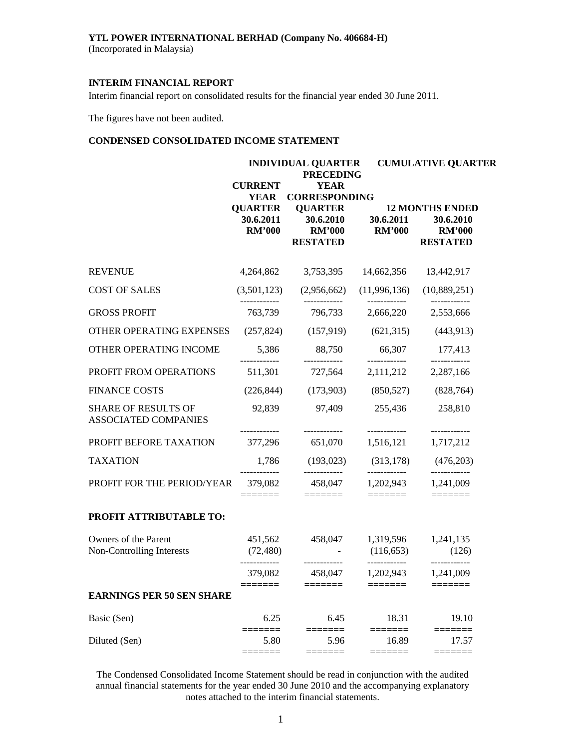**YTL POWER INTERNATIONAL BERHAD (Company No. 406684-H)**
(Incorporated in Malaysia)

**INTERIM FINANCIAL REPORT**

Interim financial report on consolidated results for the financial year ended 30 June 2011.

The figures have not been audited.

**CONDENSED CONSOLIDATED INCOME STATEMENT**

| | INDIVIDUAL QUARTER | | CUMULATIVE QUARTER | |
|---|---|---|---|---|
| | CURRENT YEAR QUARTER | PRECEDING YEAR CORRESPONDING QUARTER | 12 MONTHS ENDED | |
| | 30.6.2011 | 30.6.2010 | 30.6.2011 | 30.6.2010 |
| | RM'000 | RM'000 RESTATED | RM'000 | RM'000 RESTATED |
| REVENUE | 4,264,862 | 3,753,395 | 14,662,356 | 13,442,917 |
| COST OF SALES | (3,501,123) | (2,956,662) | (11,996,136) | (10,889,251) |
| GROSS PROFIT | 763,739 | 796,733 | 2,666,220 | 2,553,666 |
| OTHER OPERATING EXPENSES | (257,824) | (157,919) | (621,315) | (443,913) |
| OTHER OPERATING INCOME | 5,386 | 88,750 | 66,307 | 177,413 |
| PROFIT FROM OPERATIONS | 511,301 | 727,564 | 2,111,212 | 2,287,166 |
| FINANCE COSTS | (226,844) | (173,903) | (850,527) | (828,764) |
| SHARE OF RESULTS OF ASSOCIATED COMPANIES | 92,839 | 97,409 | 255,436 | 258,810 |
| PROFIT BEFORE TAXATION | 377,296 | 651,070 | 1,516,121 | 1,717,212 |
| TAXATION | 1,786 | (193,023) | (313,178) | (476,203) |
| PROFIT FOR THE PERIOD/YEAR | 379,082 | 458,047 | 1,202,943 | 1,241,009 |
| **PROFIT ATTRIBUTABLE TO:** | | | | |
| Owners of the Parent | 451,562 | 458,047 | 1,319,596 | 1,241,135 |
| Non-Controlling Interests | (72,480) | - | (116,653) | (126) |
| | 379,082 | 458,047 | 1,202,943 | 1,241,009 |
| **EARNINGS PER 50 SEN SHARE** | | | | |
| Basic (Sen) | 6.25 | 6.45 | 18.31 | 19.10 |
| Diluted (Sen) | 5.80 | 5.96 | 16.89 | 17.57 |

The Condensed Consolidated Income Statement should be read in conjunction with the audited annual financial statements for the year ended 30 June 2010 and the accompanying explanatory notes attached to the interim financial statements.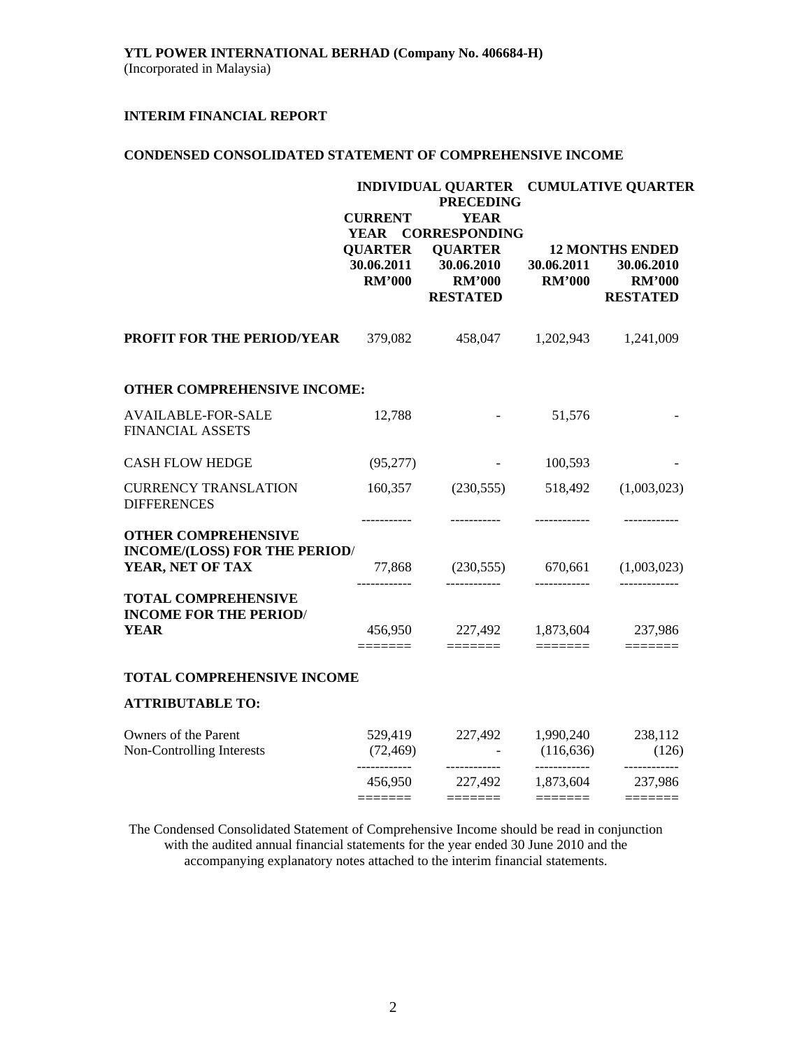**YTL POWER INTERNATIONAL BERHAD (Company No. 406684-H)**
(Incorporated in Malaysia)

**INTERIM FINANCIAL REPORT**

**CONDENSED CONSOLIDATED STATEMENT OF COMPREHENSIVE INCOME**

| | INDIVIDUAL QUARTER | | CUMULATIVE QUARTER | |
|---|---|---|---|---|
| | CURRENT YEAR QUARTER | PRECEDING YEAR CORRESPONDING QUARTER | 12 MONTHS ENDED | |
| | 30.06.2011 | 30.06.2010 | 30.06.2011 | 30.06.2010 |
| | RM'000 | RM'000 | RM'000 | RM'000 |
| | | RESTATED | | RESTATED |
| **PROFIT FOR THE PERIOD/YEAR** | 379,082 | 458,047 | 1,202,943 | 1,241,009 |
| **OTHER COMPREHENSIVE INCOME:** | | | | |
| AVAILABLE-FOR-SALE FINANCIAL ASSETS | 12,788 | - | 51,576 | - |
| CASH FLOW HEDGE | (95,277) | - | 100,593 | - |
| CURRENCY TRANSLATION DIFFERENCES | 160,357 | (230,555) | 518,492 | (1,003,023) |
| **OTHER COMPREHENSIVE INCOME/(LOSS) FOR THE PERIOD/ YEAR, NET OF TAX** | 77,868 | (230,555) | 670,661 | (1,003,023) |
| **TOTAL COMPREHENSIVE INCOME FOR THE PERIOD/ YEAR** | 456,950 | 227,492 | 1,873,604 | 237,986 |
| **TOTAL COMPREHENSIVE INCOME** | | | | |
| **ATTRIBUTABLE TO:** | | | | |
| Owners of the Parent | 529,419 | 227,492 | 1,990,240 | 238,112 |
| Non-Controlling Interests | (72,469) | - | (116,636) | (126) |
| | 456,950 | 227,492 | 1,873,604 | 237,986 |

The Condensed Consolidated Statement of Comprehensive Income should be read in conjunction with the audited annual financial statements for the year ended 30 June 2010 and the accompanying explanatory notes attached to the interim financial statements.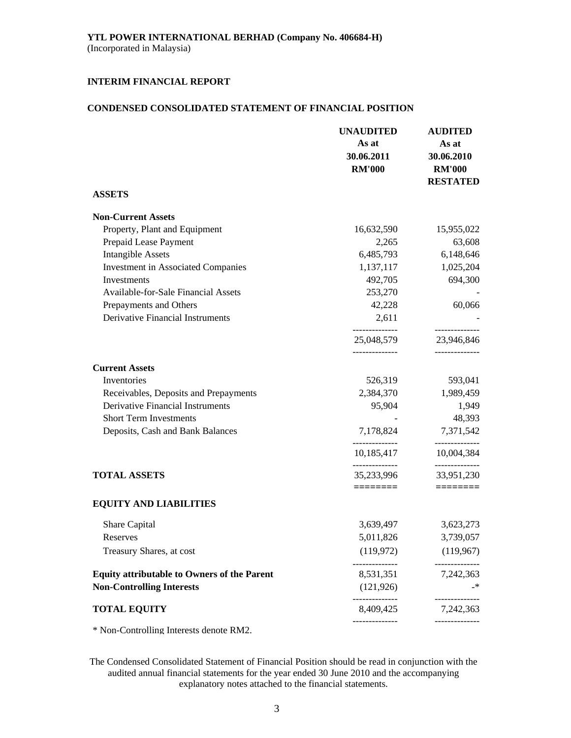**YTL POWER INTERNATIONAL BERHAD (Company No. 406684-H)**
(Incorporated in Malaysia)

**INTERIM FINANCIAL REPORT**

**CONDENSED CONSOLIDATED STATEMENT OF FINANCIAL POSITION**

| | UNAUDITED As at 30.06.2011 RM'000 | AUDITED As at 30.06.2010 RM'000 RESTATED |
|---|---|---|
| **ASSETS** | | |
| **Non-Current Assets** | | |
| Property, Plant and Equipment | 16,632,590 | 15,955,022 |
| Prepaid Lease Payment | 2,265 | 63,608 |
| Intangible Assets | 6,485,793 | 6,148,646 |
| Investment in Associated Companies | 1,137,117 | 1,025,204 |
| Investments | 492,705 | 694,300 |
| Available-for-Sale Financial Assets | 253,270 | - |
| Prepayments and Others | 42,228 | 60,066 |
| Derivative Financial Instruments | 2,611 | - |
| | 25,048,579 | 23,946,846 |
| **Current Assets** | | |
| Inventories | 526,319 | 593,041 |
| Receivables, Deposits and Prepayments | 2,384,370 | 1,989,459 |
| Derivative Financial Instruments | 95,904 | 1,949 |
| Short Term Investments | - | 48,393 |
| Deposits, Cash and Bank Balances | 7,178,824 | 7,371,542 |
| | 10,185,417 | 10,004,384 |
| **TOTAL ASSETS** | 35,233,996 | 33,951,230 |
| **EQUITY AND LIABILITIES** | | |
| Share Capital | 3,639,497 | 3,623,273 |
| Reserves | 5,011,826 | 3,739,057 |
| Treasury Shares, at cost | (119,972) | (119,967) |
| **Equity attributable to Owners of the Parent** | 8,531,351 | 7,242,363 |
| **Non-Controlling Interests** | (121,926) | -* |
| **TOTAL EQUITY** | 8,409,425 | 7,242,363 |

* Non-Controlling Interests denote RM2.

The Condensed Consolidated Statement of Financial Position should be read in conjunction with the audited annual financial statements for the year ended 30 June 2010 and the accompanying explanatory notes attached to the financial statements.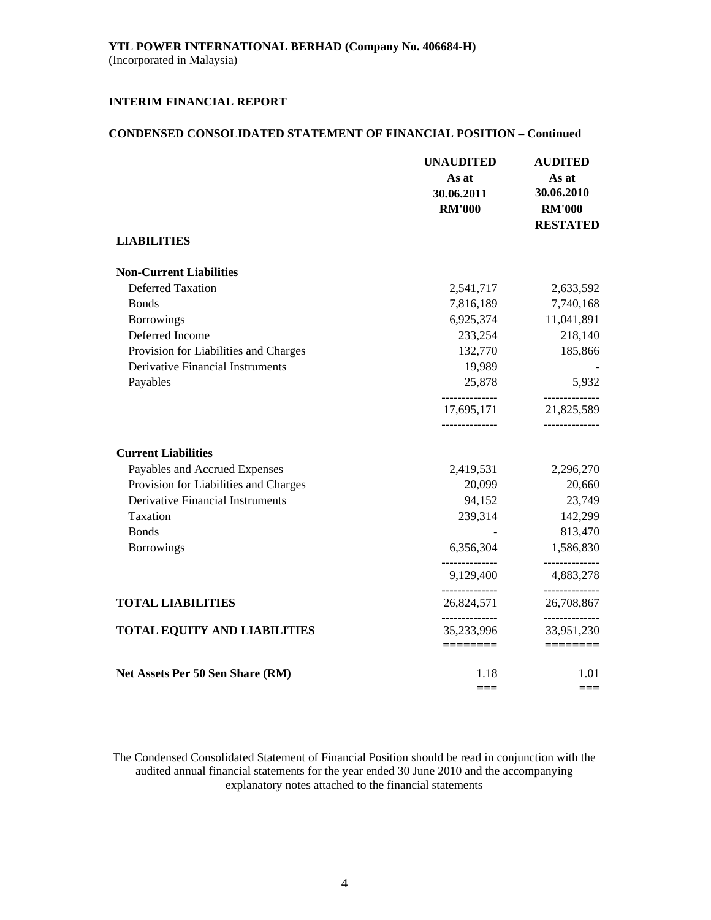**YTL POWER INTERNATIONAL BERHAD (Company No. 406684-H)**
(Incorporated in Malaysia)

**INTERIM FINANCIAL REPORT**

**CONDENSED CONSOLIDATED STATEMENT OF FINANCIAL POSITION – Continued**

| | UNAUDITED As at 30.06.2011 RM'000 | AUDITED As at 30.06.2010 RM'000 RESTATED |
|---|---|---|
| **LIABILITIES** | | |
| **Non-Current Liabilities** | | |
| Deferred Taxation | 2,541,717 | 2,633,592 |
| Bonds | 7,816,189 | 7,740,168 |
| Borrowings | 6,925,374 | 11,041,891 |
| Deferred Income | 233,254 | 218,140 |
| Provision for Liabilities and Charges | 132,770 | 185,866 |
| Derivative Financial Instruments | 19,989 | - |
| Payables | 25,878 | 5,932 |
| | 17,695,171 | 21,825,589 |
| **Current Liabilities** | | |
| Payables and Accrued Expenses | 2,419,531 | 2,296,270 |
| Provision for Liabilities and Charges | 20,099 | 20,660 |
| Derivative Financial Instruments | 94,152 | 23,749 |
| Taxation | 239,314 | 142,299 |
| Bonds | - | 813,470 |
| Borrowings | 6,356,304 | 1,586,830 |
| | 9,129,400 | 4,883,278 |
| **TOTAL LIABILITIES** | 26,824,571 | 26,708,867 |
| **TOTAL EQUITY AND LIABILITIES** | 35,233,996 | 33,951,230 |
| **Net Assets Per 50 Sen Share (RM)** | 1.18 | 1.01 |

The Condensed Consolidated Statement of Financial Position should be read in conjunction with the audited annual financial statements for the year ended 30 June 2010 and the accompanying explanatory notes attached to the financial statements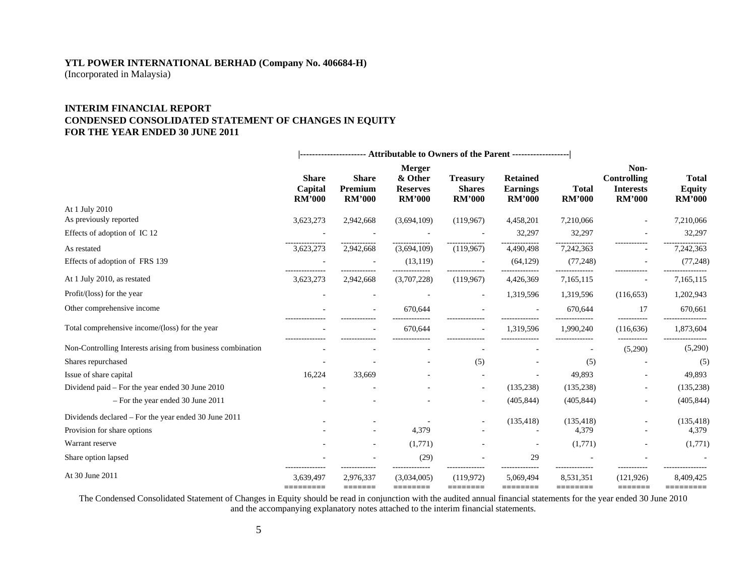**YTL POWER INTERNATIONAL BERHAD (Company No. 406684-H)**
(Incorporated in Malaysia)

**INTERIM FINANCIAL REPORT**
**CONDENSED CONSOLIDATED STATEMENT OF CHANGES IN EQUITY**
**FOR THE YEAR ENDED 30 JUNE 2011**

| | Attributable to Owners of the Parent | | | | | | | |
|---|---|---|---|---|---|---|---|---|
| | **Share Capital RM'000** | **Share Premium RM'000** | **Merger & Other Reserves RM'000** | **Treasury Shares RM'000** | **Retained Earnings RM'000** | **Total RM'000** | **Non-Controlling Interests RM'000** | **Total Equity RM'000** |
| At 1 July 2010 | | | | | | | | |
| As previously reported | 3,623,273 | 2,942,668 | (3,694,109) | (119,967) | 4,458,201 | 7,210,066 | - | 7,210,066 |
| Effects of adoption of IC 12 | - | - | - | - | 32,297 | 32,297 | - | 32,297 |
| As restated | 3,623,273 | 2,942,668 | (3,694,109) | (119,967) | 4,490,498 | 7,242,363 | - | 7,242,363 |
| Effects of adoption of FRS 139 | - | - | (13,119) | - | (64,129) | (77,248) | - | (77,248) |
| At 1 July 2010, as restated | 3,623,273 | 2,942,668 | (3,707,228) | (119,967) | 4,426,369 | 7,165,115 | - | 7,165,115 |
| Profit/(loss) for the year | - | - | - | - | 1,319,596 | 1,319,596 | (116,653) | 1,202,943 |
| Other comprehensive income | - | - | 670,644 | - | - | 670,644 | 17 | 670,661 |
| Total comprehensive income/(loss) for the year | - | - | 670,644 | - | 1,319,596 | 1,990,240 | (116,636) | 1,873,604 |
| Non-Controlling Interests arising from business combination | - | - | - | - | - | - | (5,290) | (5,290) |
| Shares repurchased | - | - | - | (5) | - | (5) | - | (5) |
| Issue of share capital | 16,224 | 33,669 | - | - | - | 49,893 | - | 49,893 |
| Dividend paid – For the year ended 30 June 2010 | - | - | - | - | (135,238) | (135,238) | - | (135,238) |
| – For the year ended 30 June 2011 | - | - | - | - | (405,844) | (405,844) | - | (405,844) |
| Dividends declared – For the year ended 30 June 2011 | - | - | - | - | (135,418) | (135,418) | - | (135,418) |
| Provision for share options | - | - | 4,379 | - | - | 4,379 | - | 4,379 |
| Warrant reserve | - | - | (1,771) | - | - | (1,771) | - | (1,771) |
| Share option lapsed | - | - | (29) | - | 29 | - | - | - |
| At 30 June 2011 | 3,639,497 | 2,976,337 | (3,034,005) | (119,972) | 5,069,494 | 8,531,351 | (121,926) | 8,409,425 |

The Condensed Consolidated Statement of Changes in Equity should be read in conjunction with the audited annual financial statements for the year ended 30 June 2010 and the accompanying explanatory notes attached to the interim financial statements.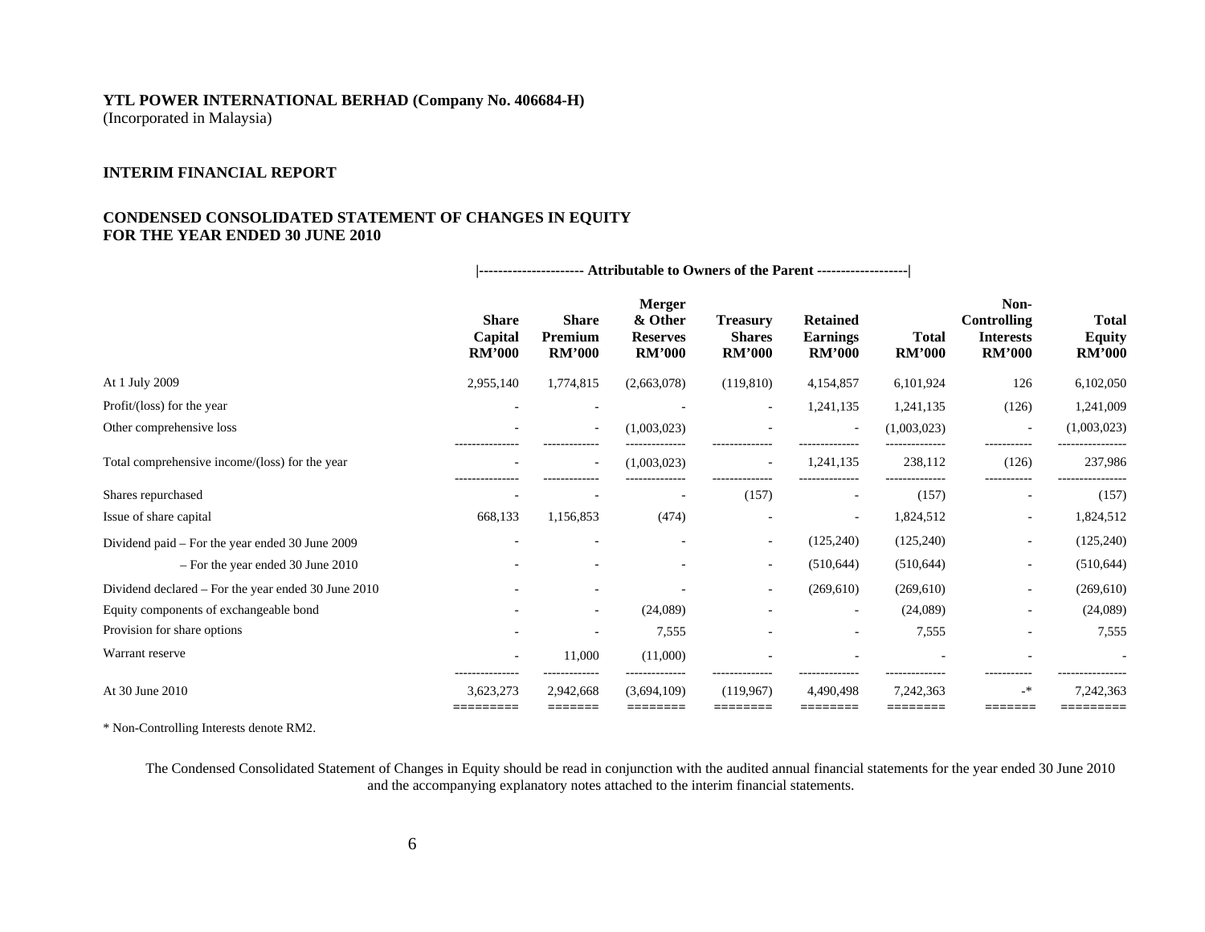**YTL POWER INTERNATIONAL BERHAD (Company No. 406684-H)**
(Incorporated in Malaysia)

**INTERIM FINANCIAL REPORT**

**CONDENSED CONSOLIDATED STATEMENT OF CHANGES IN EQUITY**
**FOR THE YEAR ENDED 30 JUNE 2010**

| | Attributable to Owners of the Parent | | | | | | | |
|---|---|---|---|---|---|---|---|---|
| | **Share Capital RM'000** | **Share Premium RM'000** | **Merger & Other Reserves RM'000** | **Treasury Shares RM'000** | **Retained Earnings RM'000** | **Total RM'000** | **Non-Controlling Interests RM'000** | **Total Equity RM'000** |
| At 1 July 2009 | 2,955,140 | 1,774,815 | (2,663,078) | (119,810) | 4,154,857 | 6,101,924 | 126 | 6,102,050 |
| Profit/(loss) for the year | - | - | - | - | 1,241,135 | 1,241,135 | (126) | 1,241,009 |
| Other comprehensive loss | - | - | (1,003,023) | - | - | (1,003,023) | - | (1,003,023) |
| Total comprehensive income/(loss) for the year | - | - | (1,003,023) | - | 1,241,135 | 238,112 | (126) | 237,986 |
| Shares repurchased | - | - | - | (157) | - | (157) | - | (157) |
| Issue of share capital | 668,133 | 1,156,853 | (474) | - | - | 1,824,512 | - | 1,824,512 |
| Dividend paid – For the year ended 30 June 2009 | - | - | - | - | (125,240) | (125,240) | - | (125,240) |
| – For the year ended 30 June 2010 | - | - | - | - | (510,644) | (510,644) | - | (510,644) |
| Dividend declared – For the year ended 30 June 2010 | - | - | - | - | (269,610) | (269,610) | - | (269,610) |
| Equity components of exchangeable bond | - | - | (24,089) | - | - | (24,089) | - | (24,089) |
| Provision for share options | - | - | 7,555 | - | - | 7,555 | - | 7,555 |
| Warrant reserve | - | 11,000 | (11,000) | - | - | - | - | - |
| At 30 June 2010 | 3,623,273 | 2,942,668 | (3,694,109) | (119,967) | 4,490,498 | 7,242,363 | -* | 7,242,363 |

\* Non-Controlling Interests denote RM2.

The Condensed Consolidated Statement of Changes in Equity should be read in conjunction with the audited annual financial statements for the year ended 30 June 2010 and the accompanying explanatory notes attached to the interim financial statements.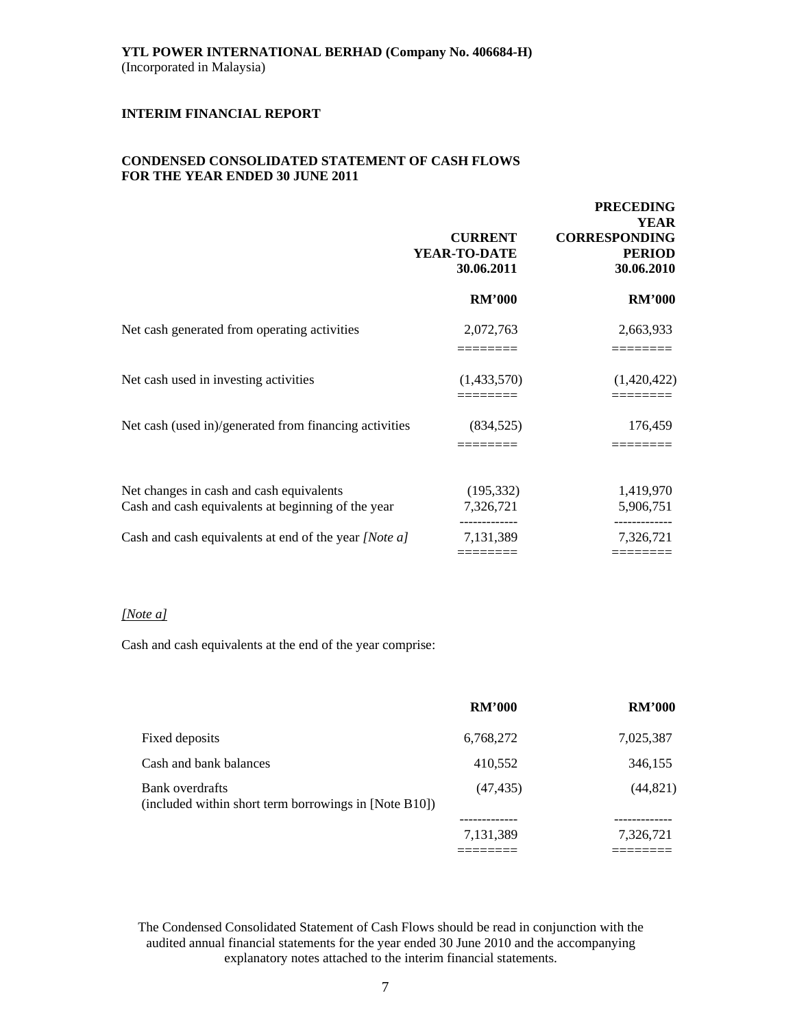**YTL POWER INTERNATIONAL BERHAD (Company No. 406684-H)**
(Incorporated in Malaysia)

**INTERIM FINANCIAL REPORT**

**CONDENSED CONSOLIDATED STATEMENT OF CASH FLOWS**
**FOR THE YEAR ENDED 30 JUNE 2011**

| | **CURRENT YEAR-TO-DATE 30.06.2011** | **PRECEDING YEAR CORRESPONDING PERIOD 30.06.2010** |
|---|---|---|
| | **RM'000** | **RM'000** |
| Net cash generated from operating activities | 2,072,763 | 2,663,933 |
| Net cash used in investing activities | (1,433,570) | (1,420,422) |
| Net cash (used in)/generated from financing activities | (834,525) | 176,459 |
| Net changes in cash and cash equivalents | (195,332) | 1,419,970 |
| Cash and cash equivalents at beginning of the year | 7,326,721 | 5,906,751 |
| Cash and cash equivalents at end of the year *[Note a]* | 7,131,389 | 7,326,721 |

*[Note a]*

Cash and cash equivalents at the end of the year comprise:

| | **RM'000** | **RM'000** |
|---|---|---|
| Fixed deposits | 6,768,272 | 7,025,387 |
| Cash and bank balances | 410,552 | 346,155 |
| Bank overdrafts (included within short term borrowings in [Note B10]) | (47,435) | (44,821) |
| | 7,131,389 | 7,326,721 |

The Condensed Consolidated Statement of Cash Flows should be read in conjunction with the audited annual financial statements for the year ended 30 June 2010 and the accompanying explanatory notes attached to the interim financial statements.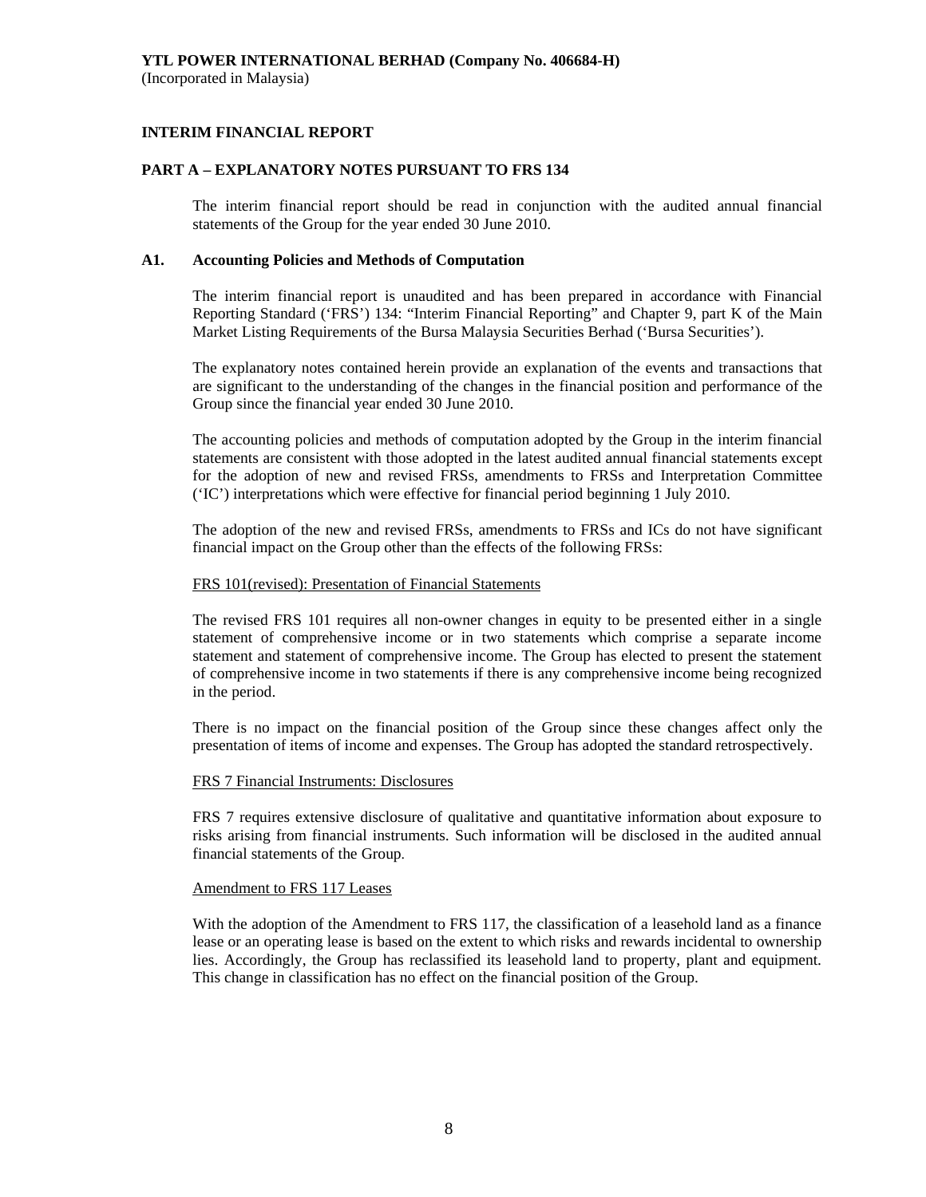**YTL POWER INTERNATIONAL BERHAD (Company No. 406684-H)**
(Incorporated in Malaysia)

## INTERIM FINANCIAL REPORT

## PART A – EXPLANATORY NOTES PURSUANT TO FRS 134

The interim financial report should be read in conjunction with the audited annual financial statements of the Group for the year ended 30 June 2010.

### A1. Accounting Policies and Methods of Computation

The interim financial report is unaudited and has been prepared in accordance with Financial Reporting Standard ('FRS') 134: "Interim Financial Reporting" and Chapter 9, part K of the Main Market Listing Requirements of the Bursa Malaysia Securities Berhad ('Bursa Securities').

The explanatory notes contained herein provide an explanation of the events and transactions that are significant to the understanding of the changes in the financial position and performance of the Group since the financial year ended 30 June 2010.

The accounting policies and methods of computation adopted by the Group in the interim financial statements are consistent with those adopted in the latest audited annual financial statements except for the adoption of new and revised FRSs, amendments to FRSs and Interpretation Committee ('IC') interpretations which were effective for financial period beginning 1 July 2010.

The adoption of the new and revised FRSs, amendments to FRSs and ICs do not have significant financial impact on the Group other than the effects of the following FRSs:

<u>FRS 101(revised): Presentation of Financial Statements</u>

The revised FRS 101 requires all non-owner changes in equity to be presented either in a single statement of comprehensive income or in two statements which comprise a separate income statement and statement of comprehensive income. The Group has elected to present the statement of comprehensive income in two statements if there is any comprehensive income being recognized in the period.

There is no impact on the financial position of the Group since these changes affect only the presentation of items of income and expenses. The Group has adopted the standard retrospectively.

<u>FRS 7 Financial Instruments: Disclosures</u>

FRS 7 requires extensive disclosure of qualitative and quantitative information about exposure to risks arising from financial instruments. Such information will be disclosed in the audited annual financial statements of the Group.

<u>Amendment to FRS 117 Leases</u>

With the adoption of the Amendment to FRS 117, the classification of a leasehold land as a finance lease or an operating lease is based on the extent to which risks and rewards incidental to ownership lies. Accordingly, the Group has reclassified its leasehold land to property, plant and equipment. This change in classification has no effect on the financial position of the Group.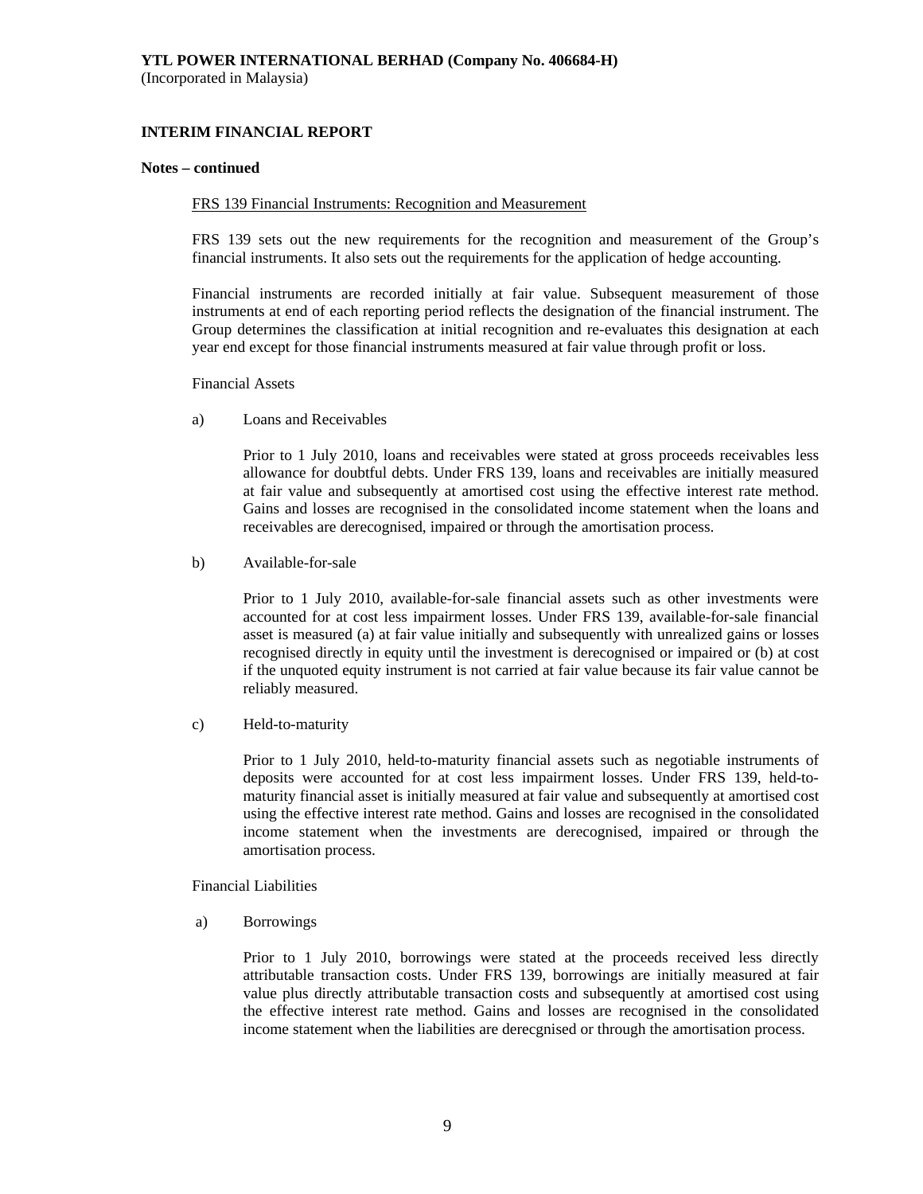**YTL POWER INTERNATIONAL BERHAD (Company No. 406684-H)**
(Incorporated in Malaysia)

**INTERIM FINANCIAL REPORT**

**Notes – continued**

FRS 139 Financial Instruments: Recognition and Measurement

FRS 139 sets out the new requirements for the recognition and measurement of the Group's financial instruments. It also sets out the requirements for the application of hedge accounting.

Financial instruments are recorded initially at fair value. Subsequent measurement of those instruments at end of each reporting period reflects the designation of the financial instrument. The Group determines the classification at initial recognition and re-evaluates this designation at each year end except for those financial instruments measured at fair value through profit or loss.

Financial Assets

a) Loans and Receivables

Prior to 1 July 2010, loans and receivables were stated at gross proceeds receivables less allowance for doubtful debts. Under FRS 139, loans and receivables are initially measured at fair value and subsequently at amortised cost using the effective interest rate method. Gains and losses are recognised in the consolidated income statement when the loans and receivables are derecognised, impaired or through the amortisation process.

b) Available-for-sale

Prior to 1 July 2010, available-for-sale financial assets such as other investments were accounted for at cost less impairment losses. Under FRS 139, available-for-sale financial asset is measured (a) at fair value initially and subsequently with unrealized gains or losses recognised directly in equity until the investment is derecognised or impaired or (b) at cost if the unquoted equity instrument is not carried at fair value because its fair value cannot be reliably measured.

c) Held-to-maturity

Prior to 1 July 2010, held-to-maturity financial assets such as negotiable instruments of deposits were accounted for at cost less impairment losses. Under FRS 139, held-to-maturity financial asset is initially measured at fair value and subsequently at amortised cost using the effective interest rate method. Gains and losses are recognised in the consolidated income statement when the investments are derecognised, impaired or through the amortisation process.

Financial Liabilities

a) Borrowings

Prior to 1 July 2010, borrowings were stated at the proceeds received less directly attributable transaction costs. Under FRS 139, borrowings are initially measured at fair value plus directly attributable transaction costs and subsequently at amortised cost using the effective interest rate method. Gains and losses are recognised in the consolidated income statement when the liabilities are derecgnised or through the amortisation process.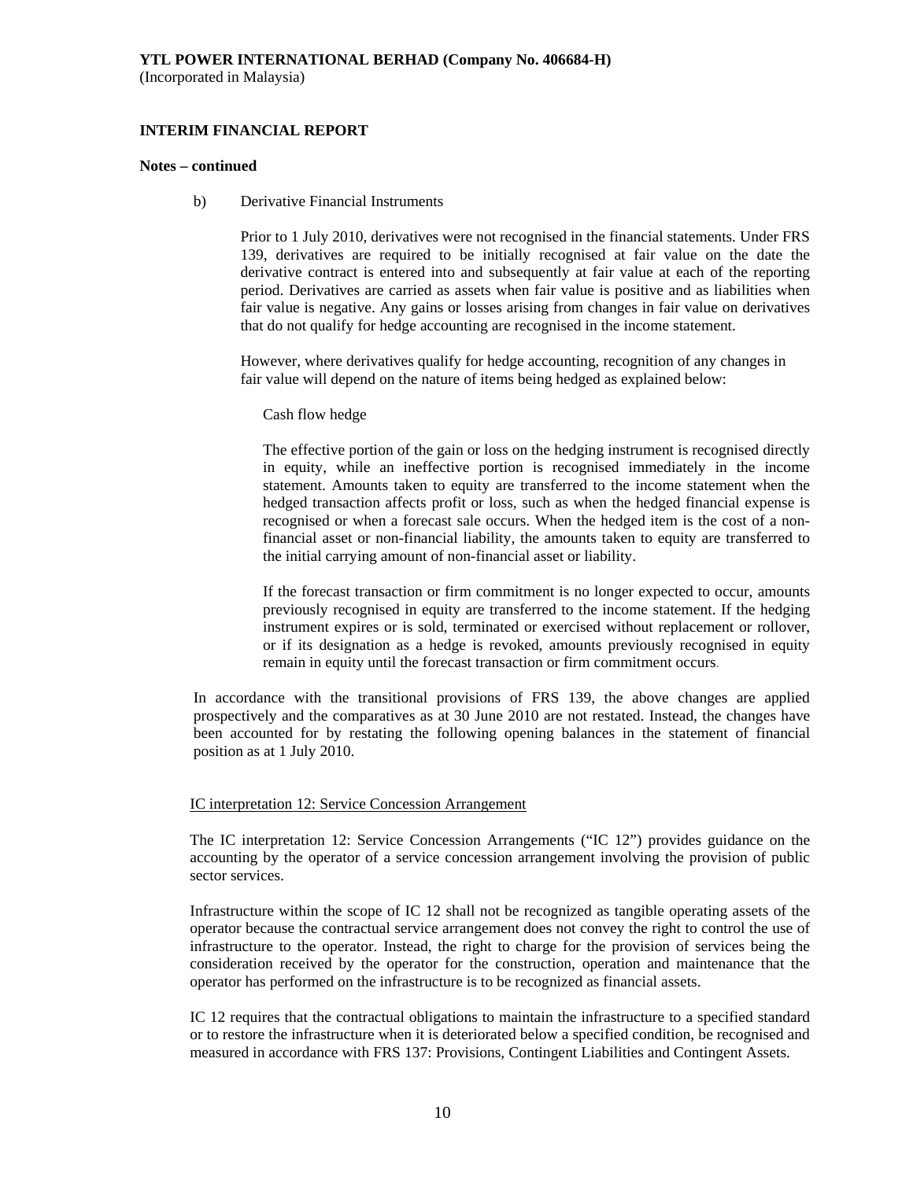**YTL POWER INTERNATIONAL BERHAD (Company No. 406684-H)**
(Incorporated in Malaysia)

**INTERIM FINANCIAL REPORT**

**Notes – continued**

b) Derivative Financial Instruments

Prior to 1 July 2010, derivatives were not recognised in the financial statements. Under FRS 139, derivatives are required to be initially recognised at fair value on the date the derivative contract is entered into and subsequently at fair value at each of the reporting period. Derivatives are carried as assets when fair value is positive and as liabilities when fair value is negative. Any gains or losses arising from changes in fair value on derivatives that do not qualify for hedge accounting are recognised in the income statement.

However, where derivatives qualify for hedge accounting, recognition of any changes in fair value will depend on the nature of items being hedged as explained below:

Cash flow hedge

The effective portion of the gain or loss on the hedging instrument is recognised directly in equity, while an ineffective portion is recognised immediately in the income statement. Amounts taken to equity are transferred to the income statement when the hedged transaction affects profit or loss, such as when the hedged financial expense is recognised or when a forecast sale occurs. When the hedged item is the cost of a non-financial asset or non-financial liability, the amounts taken to equity are transferred to the initial carrying amount of non-financial asset or liability.

If the forecast transaction or firm commitment is no longer expected to occur, amounts previously recognised in equity are transferred to the income statement. If the hedging instrument expires or is sold, terminated or exercised without replacement or rollover, or if its designation as a hedge is revoked, amounts previously recognised in equity remain in equity until the forecast transaction or firm commitment occurs.

In accordance with the transitional provisions of FRS 139, the above changes are applied prospectively and the comparatives as at 30 June 2010 are not restated. Instead, the changes have been accounted for by restating the following opening balances in the statement of financial position as at 1 July 2010.

IC interpretation 12: Service Concession Arrangement

The IC interpretation 12: Service Concession Arrangements ("IC 12") provides guidance on the accounting by the operator of a service concession arrangement involving the provision of public sector services.

Infrastructure within the scope of IC 12 shall not be recognized as tangible operating assets of the operator because the contractual service arrangement does not convey the right to control the use of infrastructure to the operator. Instead, the right to charge for the provision of services being the consideration received by the operator for the construction, operation and maintenance that the operator has performed on the infrastructure is to be recognized as financial assets.

IC 12 requires that the contractual obligations to maintain the infrastructure to a specified standard or to restore the infrastructure when it is deteriorated below a specified condition, be recognised and measured in accordance with FRS 137: Provisions, Contingent Liabilities and Contingent Assets.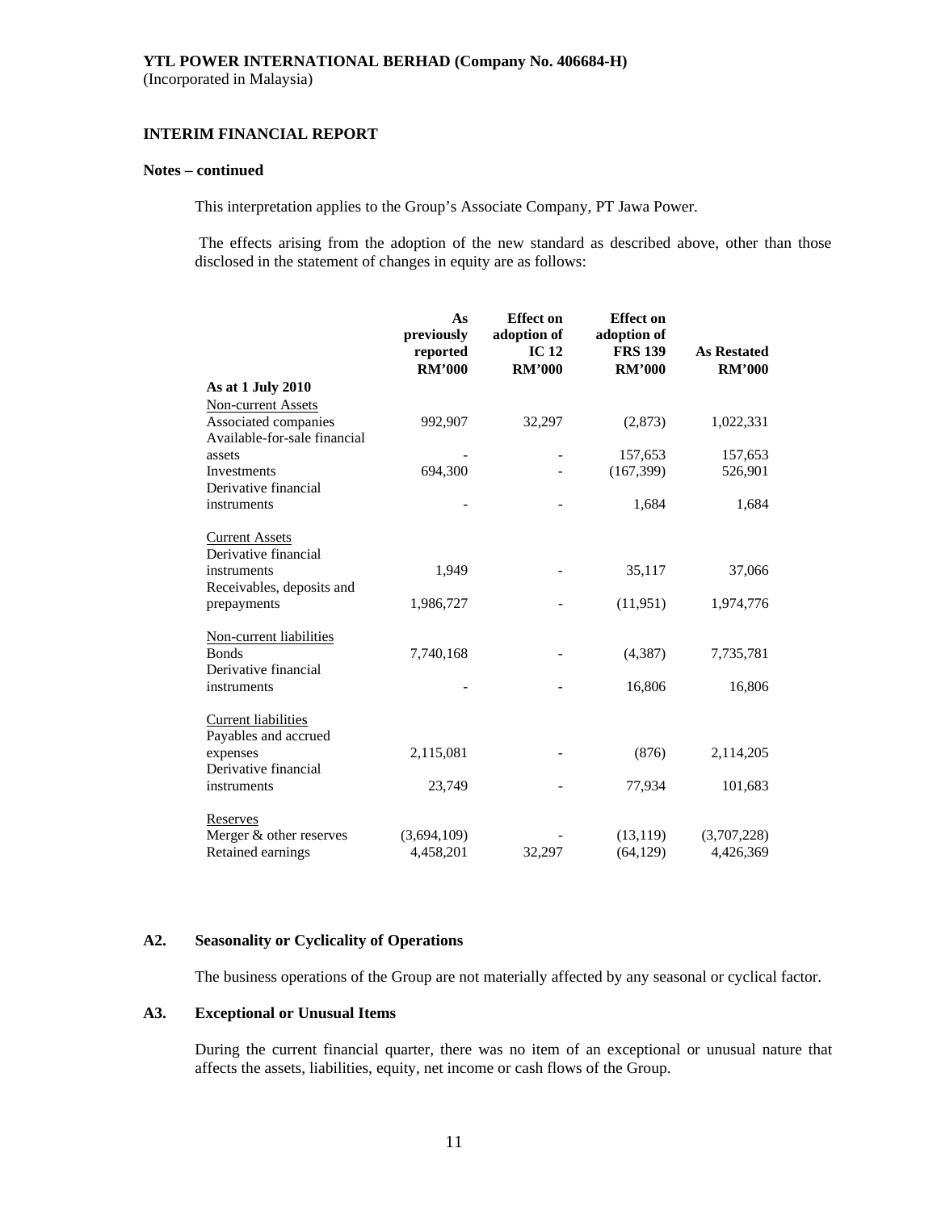**YTL POWER INTERNATIONAL BERHAD (Company No. 406684-H)**
(Incorporated in Malaysia)

**INTERIM FINANCIAL REPORT**

**Notes – continued**

This interpretation applies to the Group's Associate Company, PT Jawa Power.

The effects arising from the adoption of the new standard as described above, other than those disclosed in the statement of changes in equity are as follows:

| | As previously reported RM'000 | Effect on adoption of IC 12 RM'000 | Effect on adoption of FRS 139 RM'000 | As Restated RM'000 |
|---|---|---|---|---|
| **As at 1 July 2010** | | | | |
| Non-current Assets | | | | |
| Associated companies | 992,907 | 32,297 | (2,873) | 1,022,331 |
| Available-for-sale financial assets | - | - | 157,653 | 157,653 |
| Investments | 694,300 | - | (167,399) | 526,901 |
| Derivative financial instruments | - | - | 1,684 | 1,684 |
| Current Assets | | | | |
| Derivative financial instruments | 1,949 | - | 35,117 | 37,066 |
| Receivables, deposits and prepayments | 1,986,727 | - | (11,951) | 1,974,776 |
| Non-current liabilities | | | | |
| Bonds | 7,740,168 | - | (4,387) | 7,735,781 |
| Derivative financial instruments | - | - | 16,806 | 16,806 |
| Current liabilities | | | | |
| Payables and accrued expenses | 2,115,081 | - | (876) | 2,114,205 |
| Derivative financial instruments | 23,749 | - | 77,934 | 101,683 |
| Reserves | | | | |
| Merger & other reserves | (3,694,109) | - | (13,119) | (3,707,228) |
| Retained earnings | 4,458,201 | 32,297 | (64,129) | 4,426,369 |

## A2. Seasonality or Cyclicality of Operations

The business operations of the Group are not materially affected by any seasonal or cyclical factor.

## A3. Exceptional or Unusual Items

During the current financial quarter, there was no item of an exceptional or unusual nature that affects the assets, liabilities, equity, net income or cash flows of the Group.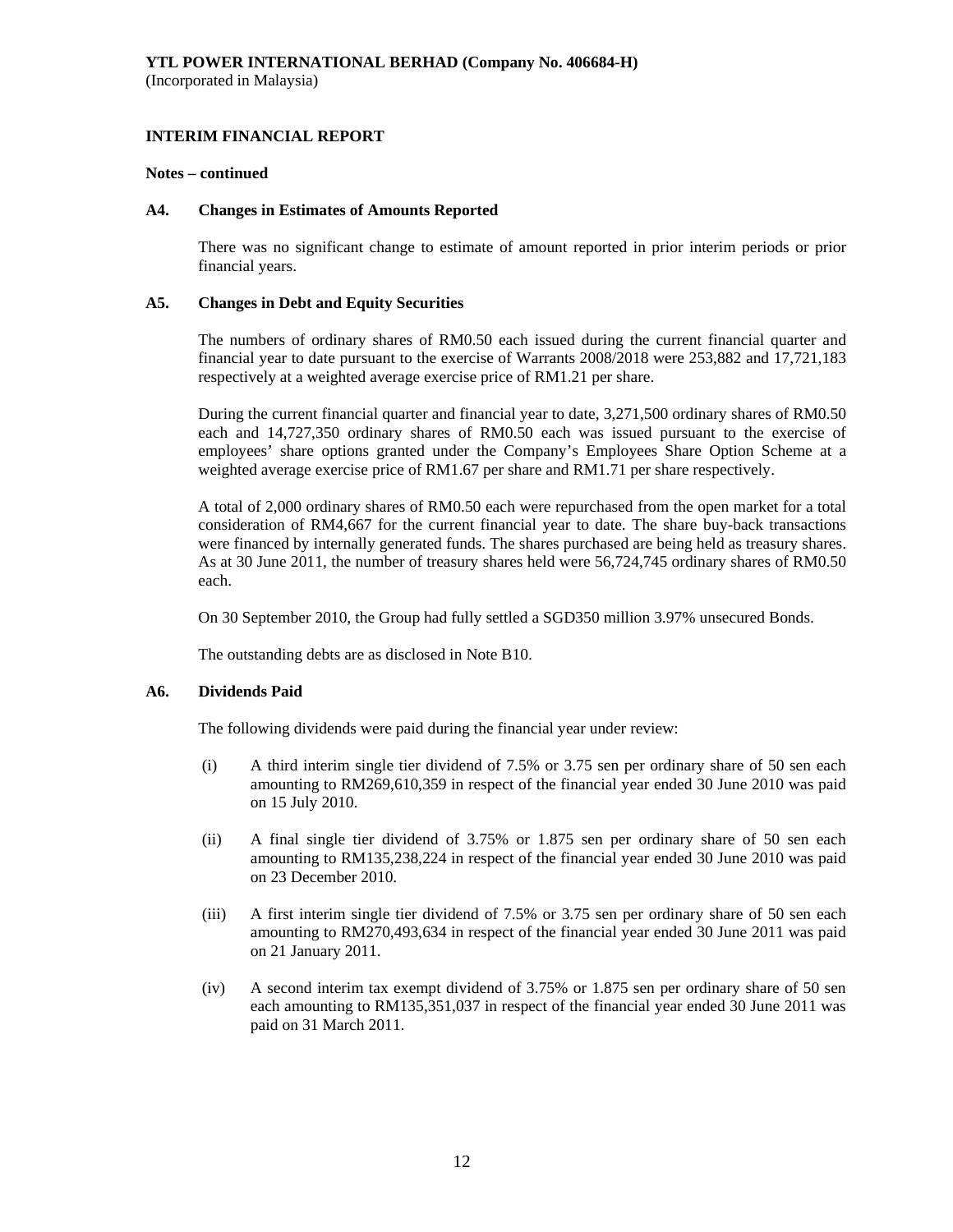**YTL POWER INTERNATIONAL BERHAD (Company No. 406684-H)**
(Incorporated in Malaysia)

**INTERIM FINANCIAL REPORT**

**Notes – continued**

**A4. Changes in Estimates of Amounts Reported**

There was no significant change to estimate of amount reported in prior interim periods or prior financial years.

**A5. Changes in Debt and Equity Securities**

The numbers of ordinary shares of RM0.50 each issued during the current financial quarter and financial year to date pursuant to the exercise of Warrants 2008/2018 were 253,882 and 17,721,183 respectively at a weighted average exercise price of RM1.21 per share.

During the current financial quarter and financial year to date, 3,271,500 ordinary shares of RM0.50 each and 14,727,350 ordinary shares of RM0.50 each was issued pursuant to the exercise of employees' share options granted under the Company's Employees Share Option Scheme at a weighted average exercise price of RM1.67 per share and RM1.71 per share respectively.

A total of 2,000 ordinary shares of RM0.50 each were repurchased from the open market for a total consideration of RM4,667 for the current financial year to date. The share buy-back transactions were financed by internally generated funds. The shares purchased are being held as treasury shares. As at 30 June 2011, the number of treasury shares held were 56,724,745 ordinary shares of RM0.50 each.

On 30 September 2010, the Group had fully settled a SGD350 million 3.97% unsecured Bonds.

The outstanding debts are as disclosed in Note B10.

**A6. Dividends Paid**

The following dividends were paid during the financial year under review:

(i) A third interim single tier dividend of 7.5% or 3.75 sen per ordinary share of 50 sen each amounting to RM269,610,359 in respect of the financial year ended 30 June 2010 was paid on 15 July 2010.

(ii) A final single tier dividend of 3.75% or 1.875 sen per ordinary share of 50 sen each amounting to RM135,238,224 in respect of the financial year ended 30 June 2010 was paid on 23 December 2010.

(iii) A first interim single tier dividend of 7.5% or 3.75 sen per ordinary share of 50 sen each amounting to RM270,493,634 in respect of the financial year ended 30 June 2011 was paid on 21 January 2011.

(iv) A second interim tax exempt dividend of 3.75% or 1.875 sen per ordinary share of 50 sen each amounting to RM135,351,037 in respect of the financial year ended 30 June 2011 was paid on 31 March 2011.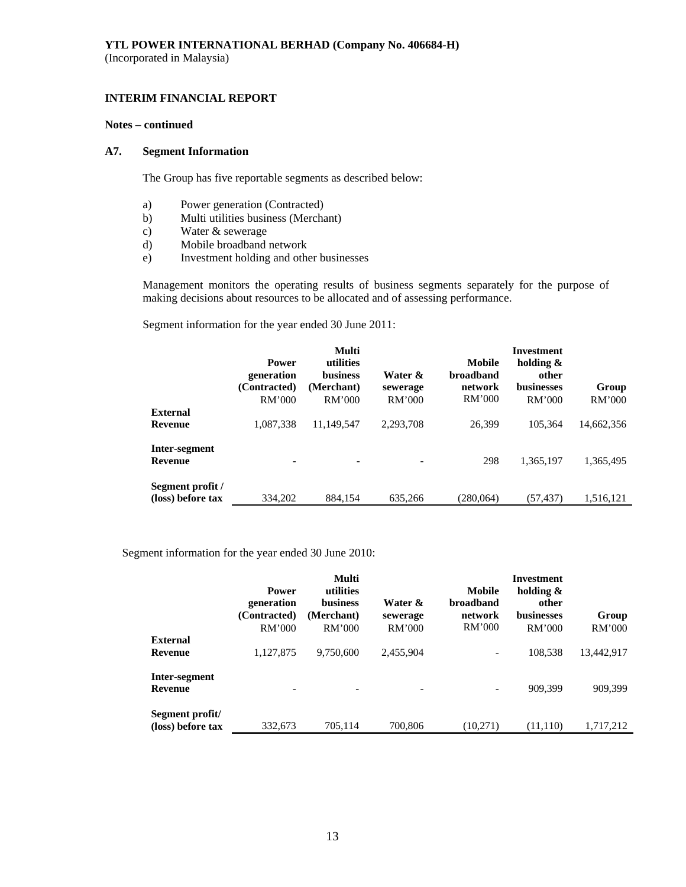**YTL POWER INTERNATIONAL BERHAD (Company No. 406684-H)**
(Incorporated in Malaysia)

**INTERIM FINANCIAL REPORT**

**Notes – continued**

**A7. Segment Information**

The Group has five reportable segments as described below:

a) Power generation (Contracted)
b) Multi utilities business (Merchant)
c) Water & sewerage
d) Mobile broadband network
e) Investment holding and other businesses

Management monitors the operating results of business segments separately for the purpose of making decisions about resources to be allocated and of assessing performance.

Segment information for the year ended 30 June 2011:

| | **Power generation (Contracted)** RM'000 | **Multi utilities business (Merchant)** RM'000 | **Water & sewerage** RM'000 | **Mobile broadband network** RM'000 | **Investment holding & other businesses** RM'000 | **Group** RM'000 |
|---|---|---|---|---|---|---|
| **External Revenue** | 1,087,338 | 11,149,547 | 2,293,708 | 26,399 | 105,364 | 14,662,356 |
| **Inter-segment Revenue** | - | - | - | 298 | 1,365,197 | 1,365,495 |
| **Segment profit / (loss) before tax** | 334,202 | 884,154 | 635,266 | (280,064) | (57,437) | 1,516,121 |

Segment information for the year ended 30 June 2010:

| | **Power generation (Contracted)** RM'000 | **Multi utilities business (Merchant)** RM'000 | **Water & sewerage** RM'000 | **Mobile broadband network** RM'000 | **Investment holding & other businesses** RM'000 | **Group** RM'000 |
|---|---|---|---|---|---|---|
| **External Revenue** | 1,127,875 | 9,750,600 | 2,455,904 | - | 108,538 | 13,442,917 |
| **Inter-segment Revenue** | - | - | - | - | 909,399 | 909,399 |
| **Segment profit/ (loss) before tax** | 332,673 | 705,114 | 700,806 | (10,271) | (11,110) | 1,717,212 |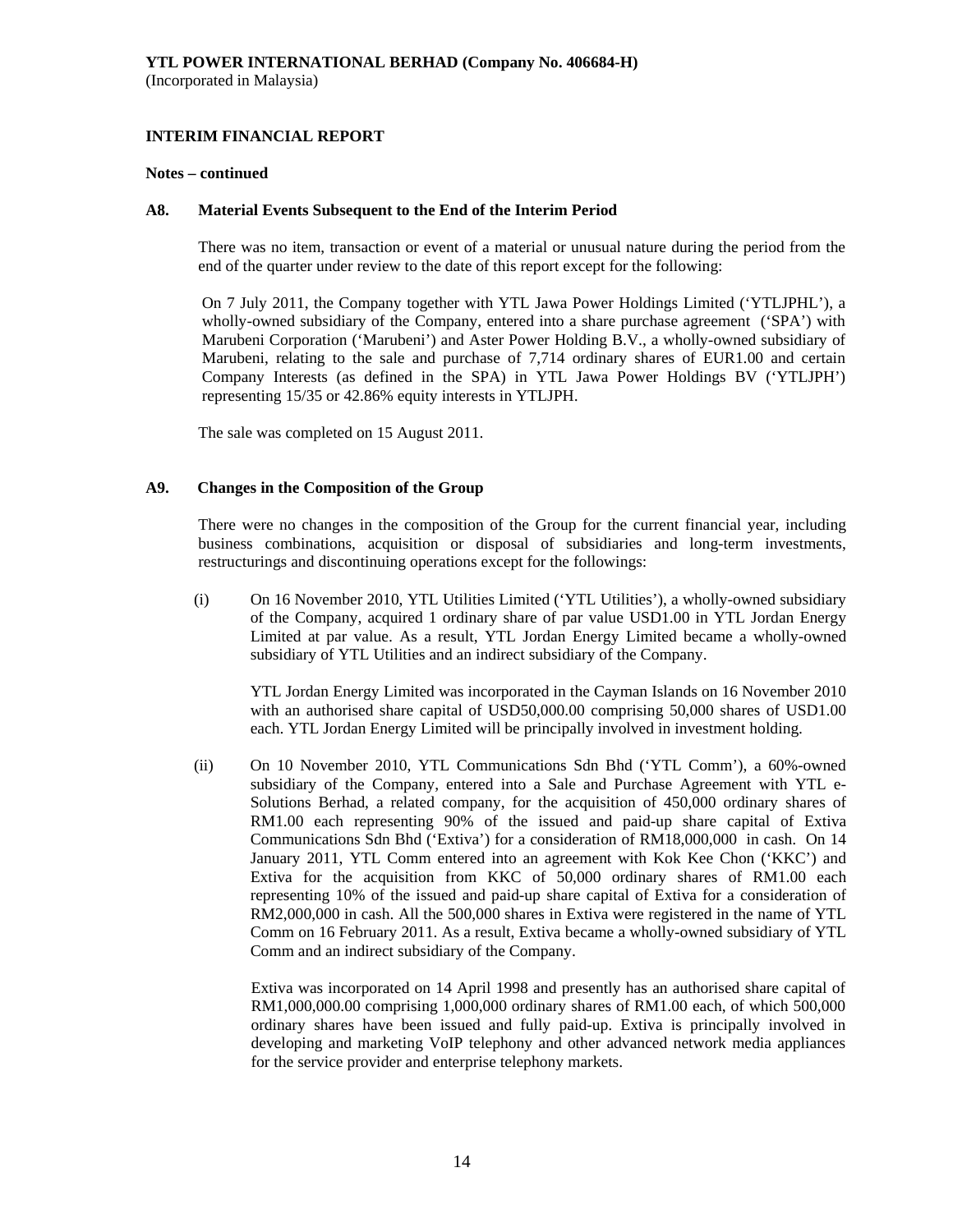**YTL POWER INTERNATIONAL BERHAD (Company No. 406684-H)**
(Incorporated in Malaysia)

**INTERIM FINANCIAL REPORT**

**Notes – continued**

**A8. Material Events Subsequent to the End of the Interim Period**

There was no item, transaction or event of a material or unusual nature during the period from the end of the quarter under review to the date of this report except for the following:

On 7 July 2011, the Company together with YTL Jawa Power Holdings Limited ('YTLJPHL'), a wholly-owned subsidiary of the Company, entered into a share purchase agreement ('SPA') with Marubeni Corporation ('Marubeni') and Aster Power Holding B.V., a wholly-owned subsidiary of Marubeni, relating to the sale and purchase of 7,714 ordinary shares of EUR1.00 and certain Company Interests (as defined in the SPA) in YTL Jawa Power Holdings BV ('YTLJPH') representing 15/35 or 42.86% equity interests in YTLJPH.

The sale was completed on 15 August 2011.

**A9. Changes in the Composition of the Group**

There were no changes in the composition of the Group for the current financial year, including business combinations, acquisition or disposal of subsidiaries and long-term investments, restructurings and discontinuing operations except for the followings:

(i) On 16 November 2010, YTL Utilities Limited ('YTL Utilities'), a wholly-owned subsidiary of the Company, acquired 1 ordinary share of par value USD1.00 in YTL Jordan Energy Limited at par value. As a result, YTL Jordan Energy Limited became a wholly-owned subsidiary of YTL Utilities and an indirect subsidiary of the Company.

YTL Jordan Energy Limited was incorporated in the Cayman Islands on 16 November 2010 with an authorised share capital of USD50,000.00 comprising 50,000 shares of USD1.00 each. YTL Jordan Energy Limited will be principally involved in investment holding.

(ii) On 10 November 2010, YTL Communications Sdn Bhd ('YTL Comm'), a 60%-owned subsidiary of the Company, entered into a Sale and Purchase Agreement with YTL e-Solutions Berhad, a related company, for the acquisition of 450,000 ordinary shares of RM1.00 each representing 90% of the issued and paid-up share capital of Extiva Communications Sdn Bhd ('Extiva') for a consideration of RM18,000,000 in cash. On 14 January 2011, YTL Comm entered into an agreement with Kok Kee Chon ('KKC') and Extiva for the acquisition from KKC of 50,000 ordinary shares of RM1.00 each representing 10% of the issued and paid-up share capital of Extiva for a consideration of RM2,000,000 in cash. All the 500,000 shares in Extiva were registered in the name of YTL Comm on 16 February 2011. As a result, Extiva became a wholly-owned subsidiary of YTL Comm and an indirect subsidiary of the Company.

Extiva was incorporated on 14 April 1998 and presently has an authorised share capital of RM1,000,000.00 comprising 1,000,000 ordinary shares of RM1.00 each, of which 500,000 ordinary shares have been issued and fully paid-up. Extiva is principally involved in developing and marketing VoIP telephony and other advanced network media appliances for the service provider and enterprise telephony markets.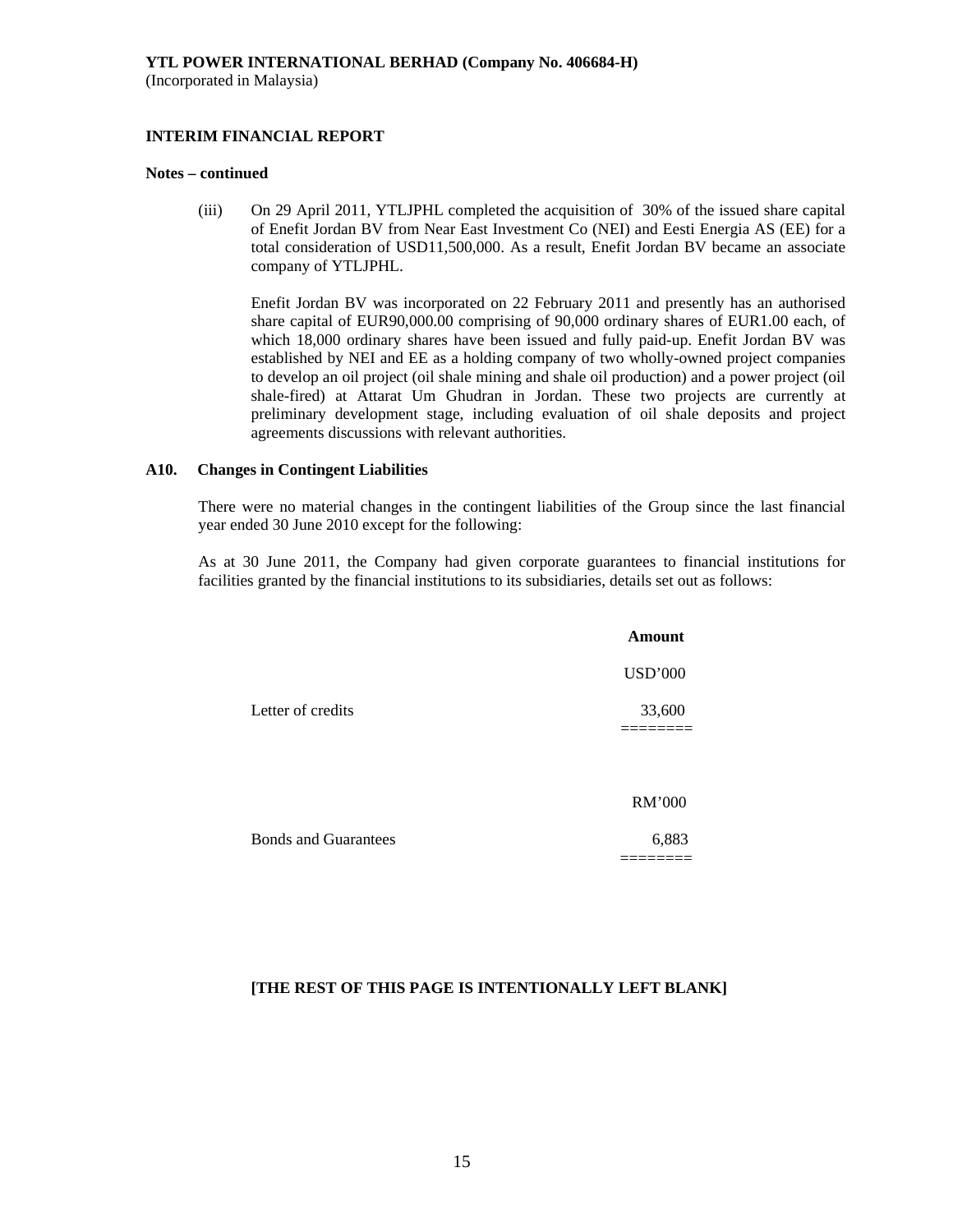**YTL POWER INTERNATIONAL BERHAD (Company No. 406684-H)**
(Incorporated in Malaysia)

**INTERIM FINANCIAL REPORT**

**Notes – continued**

(iii) On 29 April 2011, YTLJPHL completed the acquisition of 30% of the issued share capital of Enefit Jordan BV from Near East Investment Co (NEI) and Eesti Energia AS (EE) for a total consideration of USD11,500,000. As a result, Enefit Jordan BV became an associate company of YTLJPHL.

Enefit Jordan BV was incorporated on 22 February 2011 and presently has an authorised share capital of EUR90,000.00 comprising of 90,000 ordinary shares of EUR1.00 each, of which 18,000 ordinary shares have been issued and fully paid-up. Enefit Jordan BV was established by NEI and EE as a holding company of two wholly-owned project companies to develop an oil project (oil shale mining and shale oil production) and a power project (oil shale-fired) at Attarat Um Ghudran in Jordan. These two projects are currently at preliminary development stage, including evaluation of oil shale deposits and project agreements discussions with relevant authorities.

**A10. Changes in Contingent Liabilities**

There were no material changes in the contingent liabilities of the Group since the last financial year ended 30 June 2010 except for the following:

As at 30 June 2011, the Company had given corporate guarantees to financial institutions for facilities granted by the financial institutions to its subsidiaries, details set out as follows:

| | **Amount** |
|---|---|
| | USD'000 |
| Letter of credits | 33,600 |
| | RM'000 |
| Bonds and Guarantees | 6,883 |

**[THE REST OF THIS PAGE IS INTENTIONALLY LEFT BLANK]**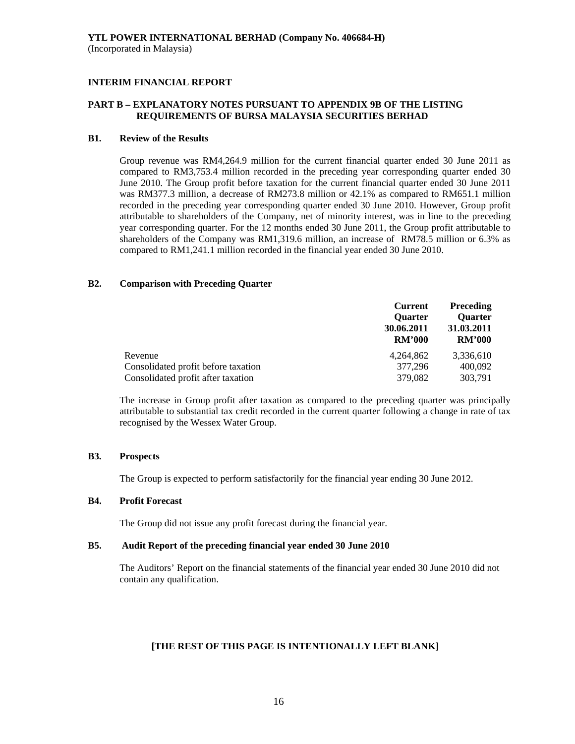**YTL POWER INTERNATIONAL BERHAD (Company No. 406684-H)**
(Incorporated in Malaysia)

**INTERIM FINANCIAL REPORT**

**PART B – EXPLANATORY NOTES PURSUANT TO APPENDIX 9B OF THE LISTING REQUIREMENTS OF BURSA MALAYSIA SECURITIES BERHAD**

**B1. Review of the Results**

Group revenue was RM4,264.9 million for the current financial quarter ended 30 June 2011 as compared to RM3,753.4 million recorded in the preceding year corresponding quarter ended 30 June 2010. The Group profit before taxation for the current financial quarter ended 30 June 2011 was RM377.3 million, a decrease of RM273.8 million or 42.1% as compared to RM651.1 million recorded in the preceding year corresponding quarter ended 30 June 2010. However, Group profit attributable to shareholders of the Company, net of minority interest, was in line to the preceding year corresponding quarter. For the 12 months ended 30 June 2011, the Group profit attributable to shareholders of the Company was RM1,319.6 million, an increase of RM78.5 million or 6.3% as compared to RM1,241.1 million recorded in the financial year ended 30 June 2010.

**B2. Comparison with Preceding Quarter**

| | **Current Quarter 30.06.2011 RM'000** | **Preceding Quarter 31.03.2011 RM'000** |
|---|---|---|
| Revenue | 4,264,862 | 3,336,610 |
| Consolidated profit before taxation | 377,296 | 400,092 |
| Consolidated profit after taxation | 379,082 | 303,791 |

The increase in Group profit after taxation as compared to the preceding quarter was principally attributable to substantial tax credit recorded in the current quarter following a change in rate of tax recognised by the Wessex Water Group.

**B3. Prospects**

The Group is expected to perform satisfactorily for the financial year ending 30 June 2012.

**B4. Profit Forecast**

The Group did not issue any profit forecast during the financial year.

**B5. Audit Report of the preceding financial year ended 30 June 2010**

The Auditors' Report on the financial statements of the financial year ended 30 June 2010 did not contain any qualification.

**[THE REST OF THIS PAGE IS INTENTIONALLY LEFT BLANK]**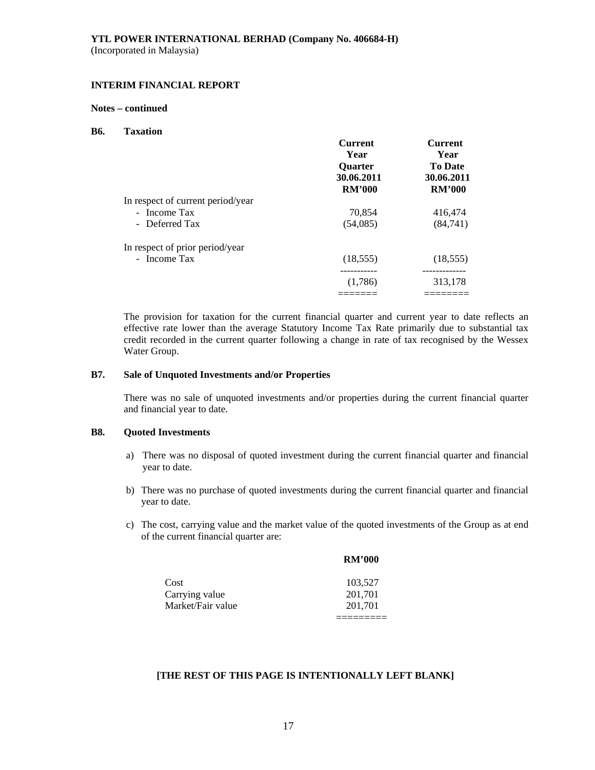**YTL POWER INTERNATIONAL BERHAD (Company No. 406684-H)**
(Incorporated in Malaysia)

**INTERIM FINANCIAL REPORT**

**Notes – continued**

**B6. Taxation**

| | **Current Year Quarter 30.06.2011 RM'000** | **Current Year To Date 30.06.2011 RM'000** |
|---|---|---|
| In respect of current period/year | | |
| - Income Tax | 70,854 | 416,474 |
| - Deferred Tax | (54,085) | (84,741) |
| In respect of prior period/year | | |
| - Income Tax | (18,555) | (18,555) |
| | (1,786) | 313,178 |

The provision for taxation for the current financial quarter and current year to date reflects an effective rate lower than the average Statutory Income Tax Rate primarily due to substantial tax credit recorded in the current quarter following a change in rate of tax recognised by the Wessex Water Group.

**B7. Sale of Unquoted Investments and/or Properties**

There was no sale of unquoted investments and/or properties during the current financial quarter and financial year to date.

**B8. Quoted Investments**

a) There was no disposal of quoted investment during the current financial quarter and financial year to date.

b) There was no purchase of quoted investments during the current financial quarter and financial year to date.

c) The cost, carrying value and the market value of the quoted investments of the Group as at end of the current financial quarter are:

| | **RM'000** |
|---|---|
| Cost | 103,527 |
| Carrying value | 201,701 |
| Market/Fair value | 201,701 |

**[THE REST OF THIS PAGE IS INTENTIONALLY LEFT BLANK]**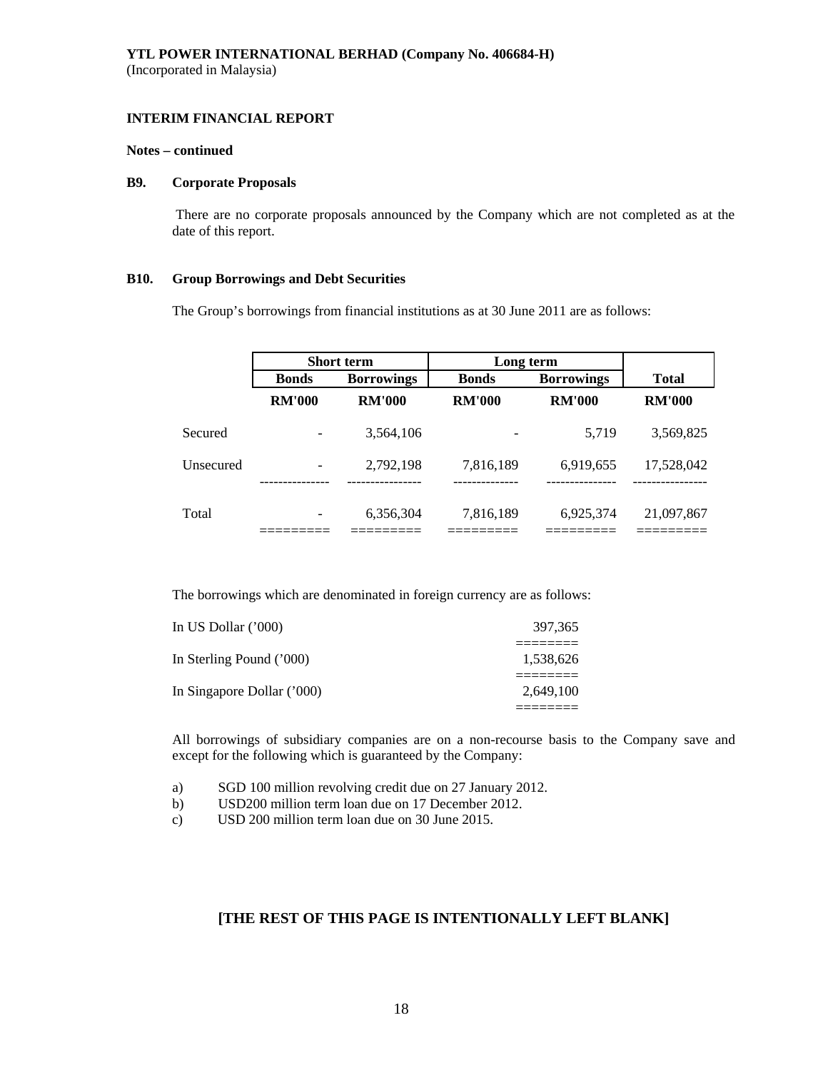**YTL POWER INTERNATIONAL BERHAD (Company No. 406684-H)**
(Incorporated in Malaysia)

**INTERIM FINANCIAL REPORT**

**Notes – continued**

**B9. Corporate Proposals**

There are no corporate proposals announced by the Company which are not completed as at the date of this report.

**B10. Group Borrowings and Debt Securities**

The Group's borrowings from financial institutions as at 30 June 2011 are as follows:

| | Short term | | Long term | | |
|---|---|---|---|---|---|
| | **Bonds** | **Borrowings** | **Bonds** | **Borrowings** | **Total** |
| | **RM'000** | **RM'000** | **RM'000** | **RM'000** | **RM'000** |
| Secured | - | 3,564,106 | - | 5,719 | 3,569,825 |
| Unsecured | - | 2,792,198 | 7,816,189 | 6,919,655 | 17,528,042 |
| Total | - | 6,356,304 | 7,816,189 | 6,925,374 | 21,097,867 |

The borrowings which are denominated in foreign currency are as follows:

| | |
|---|---|
| In US Dollar ('000) | 397,365 |
| In Sterling Pound ('000) | 1,538,626 |
| In Singapore Dollar ('000) | 2,649,100 |

All borrowings of subsidiary companies are on a non-recourse basis to the Company save and except for the following which is guaranteed by the Company:

a) SGD 100 million revolving credit due on 27 January 2012.
b) USD200 million term loan due on 17 December 2012.
c) USD 200 million term loan due on 30 June 2015.

**[THE REST OF THIS PAGE IS INTENTIONALLY LEFT BLANK]**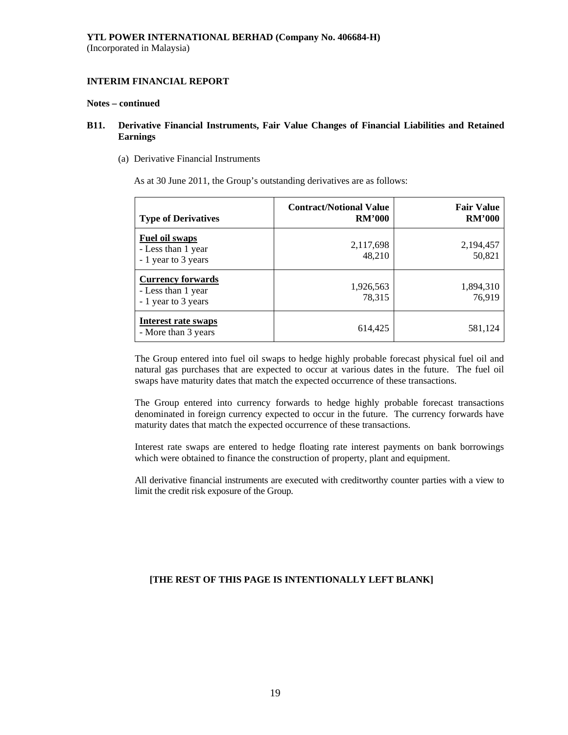**YTL POWER INTERNATIONAL BERHAD (Company No. 406684-H)**
(Incorporated in Malaysia)

**INTERIM FINANCIAL REPORT**

**Notes – continued**

**B11. Derivative Financial Instruments, Fair Value Changes of Financial Liabilities and Retained Earnings**

(a) Derivative Financial Instruments

As at 30 June 2011, the Group's outstanding derivatives are as follows:

| Type of Derivatives | Contract/Notional Value RM'000 | Fair Value RM'000 |
|---|---|---|
| **Fuel oil swaps** | | |
| - Less than 1 year | 2,117,698 | 2,194,457 |
| - 1 year to 3 years | 48,210 | 50,821 |
| **Currency forwards** | | |
| - Less than 1 year | 1,926,563 | 1,894,310 |
| - 1 year to 3 years | 78,315 | 76,919 |
| **Interest rate swaps** | | |
| - More than 3 years | 614,425 | 581,124 |

The Group entered into fuel oil swaps to hedge highly probable forecast physical fuel oil and natural gas purchases that are expected to occur at various dates in the future. The fuel oil swaps have maturity dates that match the expected occurrence of these transactions.

The Group entered into currency forwards to hedge highly probable forecast transactions denominated in foreign currency expected to occur in the future. The currency forwards have maturity dates that match the expected occurrence of these transactions.

Interest rate swaps are entered to hedge floating rate interest payments on bank borrowings which were obtained to finance the construction of property, plant and equipment.

All derivative financial instruments are executed with creditworthy counter parties with a view to limit the credit risk exposure of the Group.

**[THE REST OF THIS PAGE IS INTENTIONALLY LEFT BLANK]**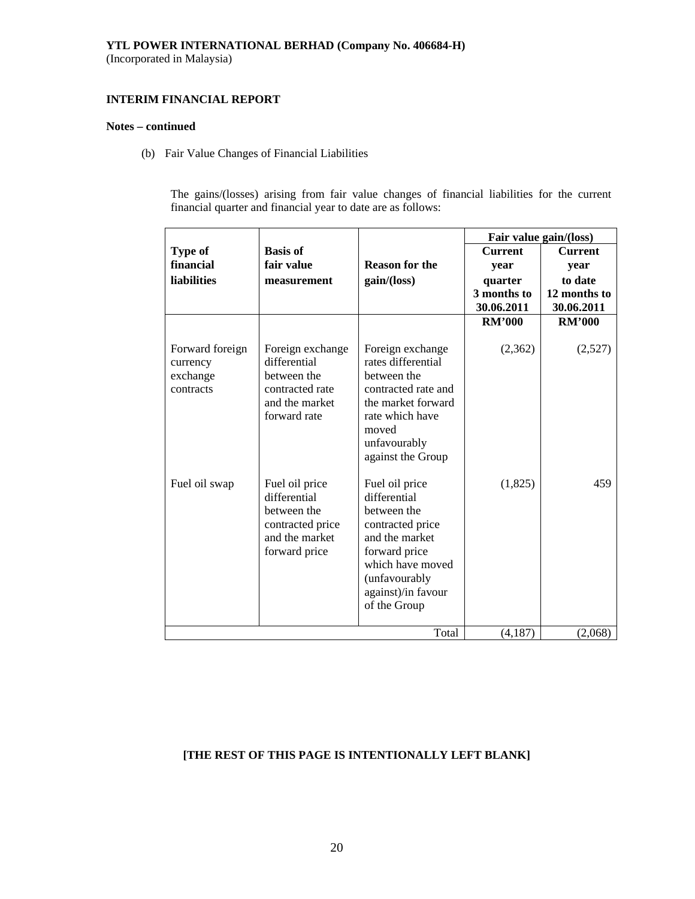**YTL POWER INTERNATIONAL BERHAD (Company No. 406684-H)**
(Incorporated in Malaysia)

**INTERIM FINANCIAL REPORT**

**Notes – continued**

(b) Fair Value Changes of Financial Liabilities

The gains/(losses) arising from fair value changes of financial liabilities for the current financial quarter and financial year to date are as follows:

| Type of financial liabilities | Basis of fair value measurement | Reason for the gain/(loss) | Fair value gain/(loss) Current year quarter 3 months to 30.06.2011 | Current year to date 12 months to 30.06.2011 |
|---|---|---|---|---|
| | | | RM'000 | RM'000 |
| Forward foreign currency exchange contracts | Foreign exchange differential between the contracted rate and the market forward rate | Foreign exchange rates differential between the contracted rate and the market forward rate which have moved unfavourably against the Group | (2,362) | (2,527) |
| Fuel oil swap | Fuel oil price differential between the contracted price and the market forward price | Fuel oil price differential between the contracted price and the market forward price which have moved (unfavourably against)/in favour of the Group | (1,825) | 459 |
| | | Total | (4,187) | (2,068) |

**[THE REST OF THIS PAGE IS INTENTIONALLY LEFT BLANK]**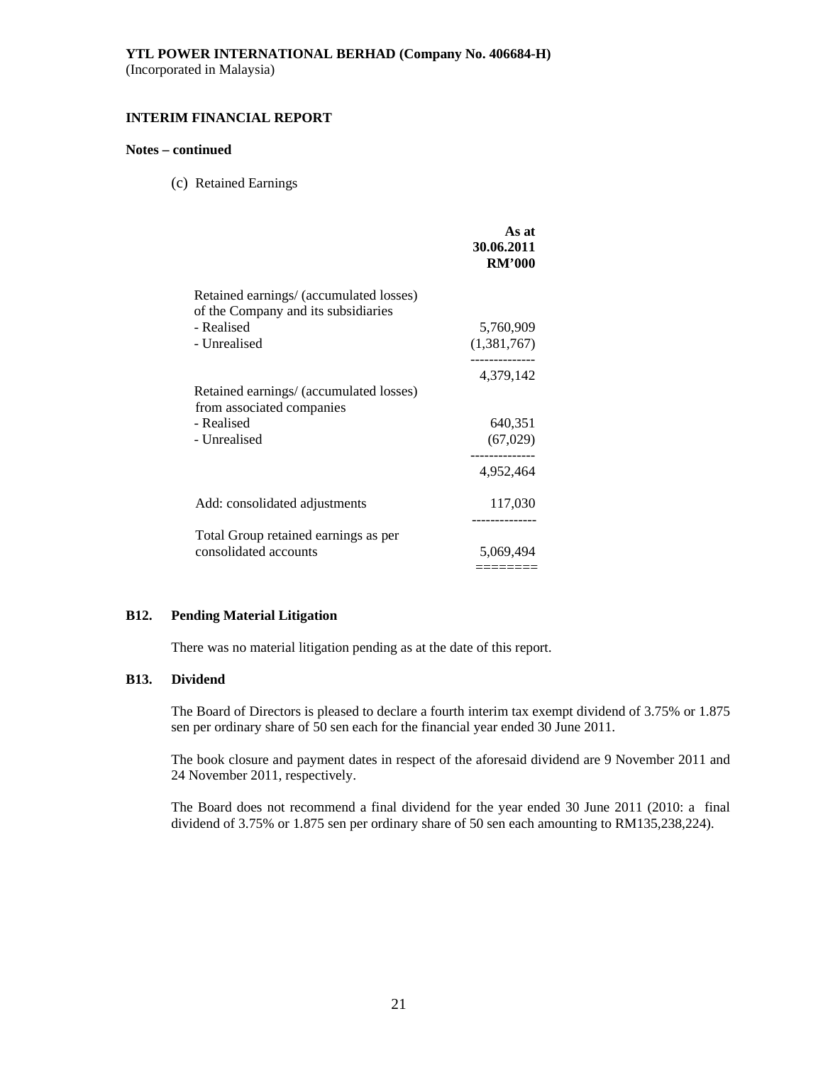**Notes – continued**

(c) Retained Earnings

| | As at 30.06.2011 RM'000 |
|---|---|
| Retained earnings/ (accumulated losses) of the Company and its subsidiaries | |
| - Realised | 5,760,909 |
| - Unrealised | (1,381,767) |
| | 4,379,142 |
| Retained earnings/ (accumulated losses) from associated companies | |
| - Realised | 640,351 |
| - Unrealised | (67,029) |
| | 4,952,464 |
| Add: consolidated adjustments | 117,030 |
| Total Group retained earnings as per consolidated accounts | 5,069,494 |

**B12. Pending Material Litigation**

There was no material litigation pending as at the date of this report.

**B13. Dividend**

The Board of Directors is pleased to declare a fourth interim tax exempt dividend of 3.75% or 1.875 sen per ordinary share of 50 sen each for the financial year ended 30 June 2011.

The book closure and payment dates in respect of the aforesaid dividend are 9 November 2011 and 24 November 2011, respectively.

The Board does not recommend a final dividend for the year ended 30 June 2011 (2010: a final dividend of 3.75% or 1.875 sen per ordinary share of 50 sen each amounting to RM135,238,224).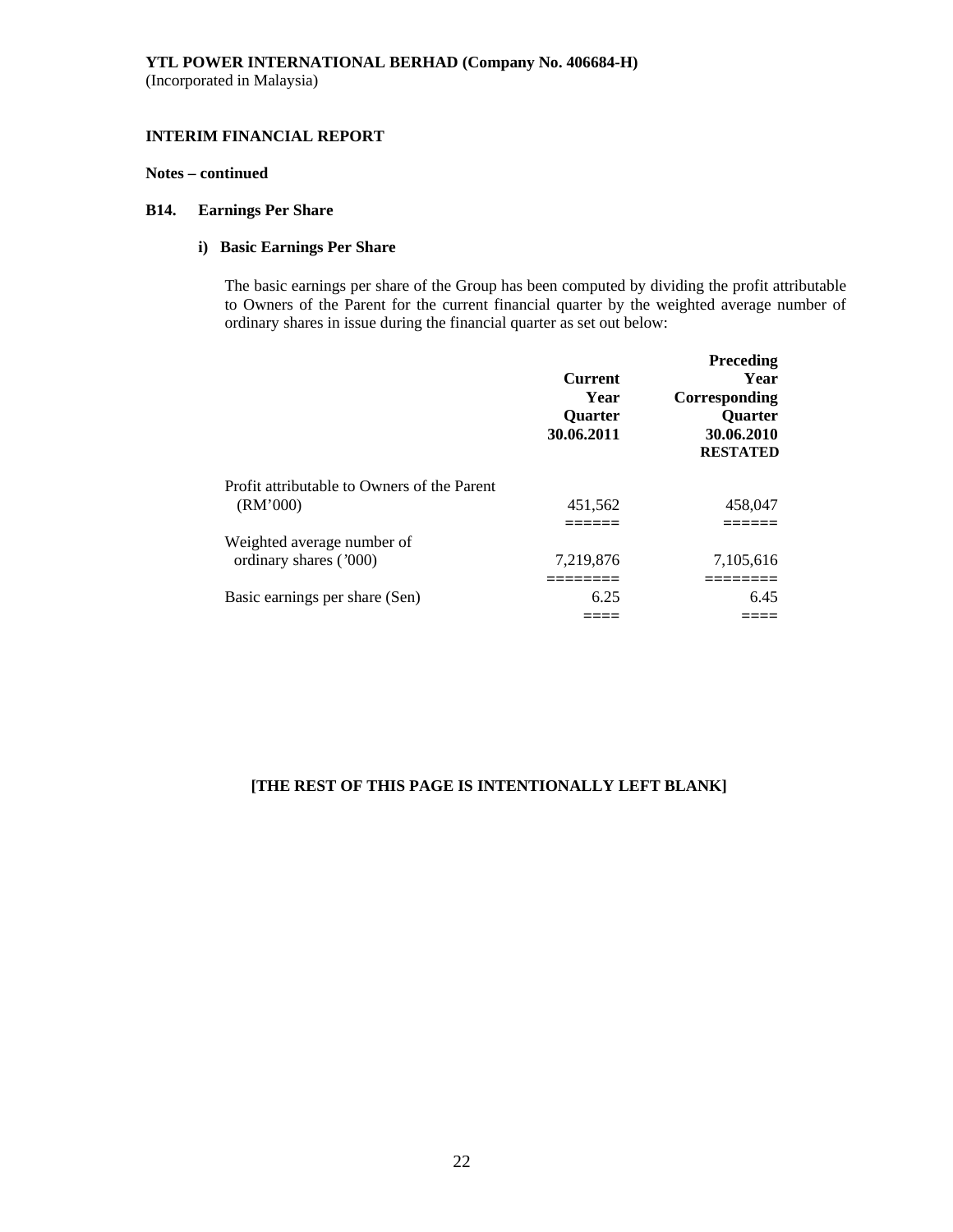**YTL POWER INTERNATIONAL BERHAD (Company No. 406684-H)**
(Incorporated in Malaysia)

**INTERIM FINANCIAL REPORT**

**Notes – continued**

**B14. Earnings Per Share**

**i) Basic Earnings Per Share**

The basic earnings per share of the Group has been computed by dividing the profit attributable to Owners of the Parent for the current financial quarter by the weighted average number of ordinary shares in issue during the financial quarter as set out below:

| | **Current Year Quarter 30.06.2011** | **Preceding Year Corresponding Quarter 30.06.2010 RESTATED** |
|---|---|---|
| Profit attributable to Owners of the Parent (RM'000) | 451,562 | 458,047 |
| Weighted average number of ordinary shares ('000) | 7,219,876 | 7,105,616 |
| Basic earnings per share (Sen) | 6.25 | 6.45 |

**[THE REST OF THIS PAGE IS INTENTIONALLY LEFT BLANK]**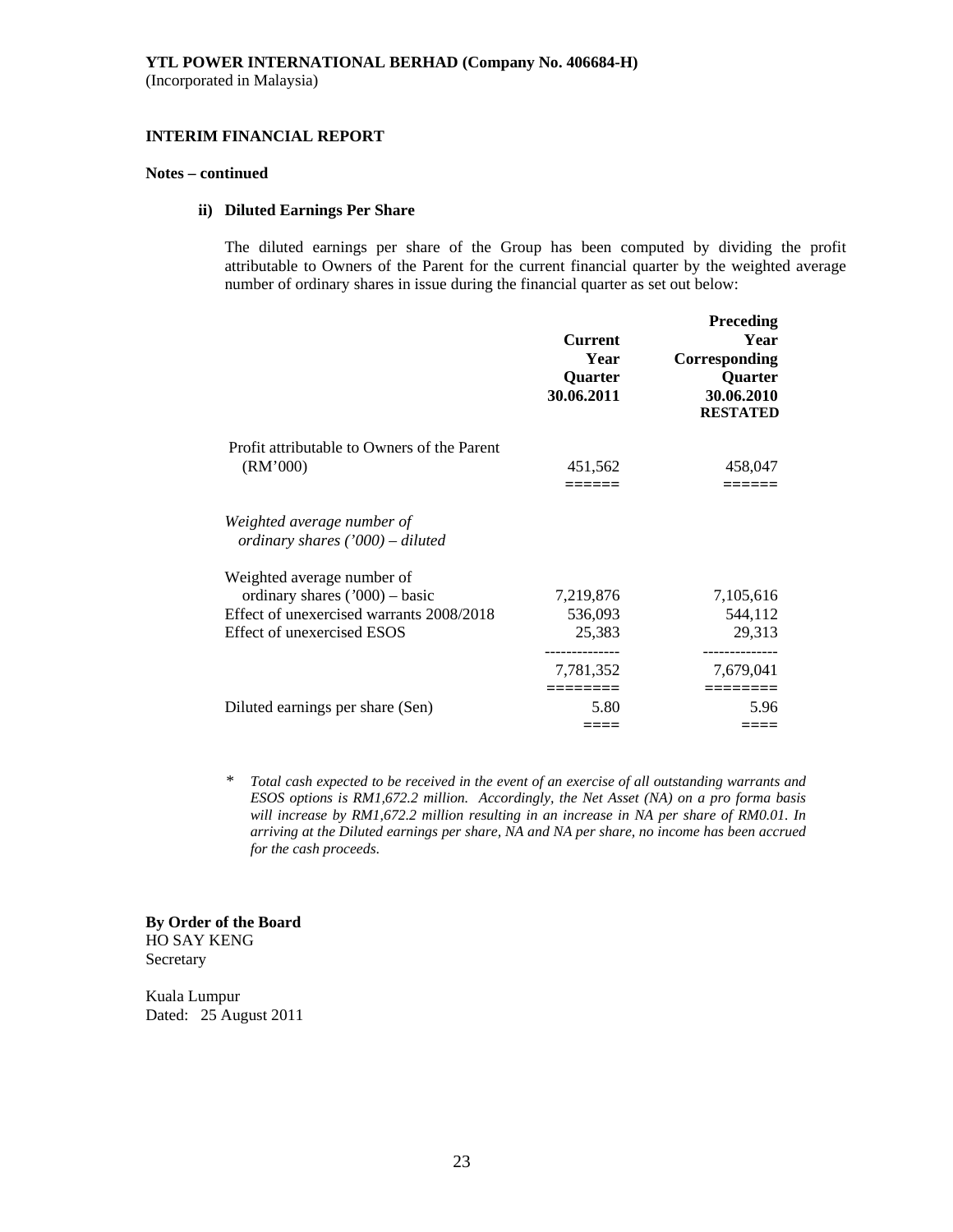**YTL POWER INTERNATIONAL BERHAD (Company No. 406684-H)**
(Incorporated in Malaysia)

**INTERIM FINANCIAL REPORT**

**Notes – continued**

**ii) Diluted Earnings Per Share**

The diluted earnings per share of the Group has been computed by dividing the profit attributable to Owners of the Parent for the current financial quarter by the weighted average number of ordinary shares in issue during the financial quarter as set out below:

| | Current Year Quarter 30.06.2011 | Preceding Year Corresponding Quarter 30.06.2010 RESTATED |
|---|---|---|
| Profit attributable to Owners of the Parent (RM'000) | 451,562 | 458,047 |
| *Weighted average number of ordinary shares ('000) – diluted* | | |
| Weighted average number of ordinary shares ('000) – basic | 7,219,876 | 7,105,616 |
| Effect of unexercised warrants 2008/2018 | 536,093 | 544,112 |
| Effect of unexercised ESOS | 25,383 | 29,313 |
| | 7,781,352 | 7,679,041 |
| Diluted earnings per share (Sen) | 5.80 | 5.96 |

\* *Total cash expected to be received in the event of an exercise of all outstanding warrants and ESOS options is RM1,672.2 million. Accordingly, the Net Asset (NA) on a pro forma basis will increase by RM1,672.2 million resulting in an increase in NA per share of RM0.01. In arriving at the Diluted earnings per share, NA and NA per share, no income has been accrued for the cash proceeds.*

**By Order of the Board**
HO SAY KENG
Secretary

Kuala Lumpur
Dated: 25 August 2011